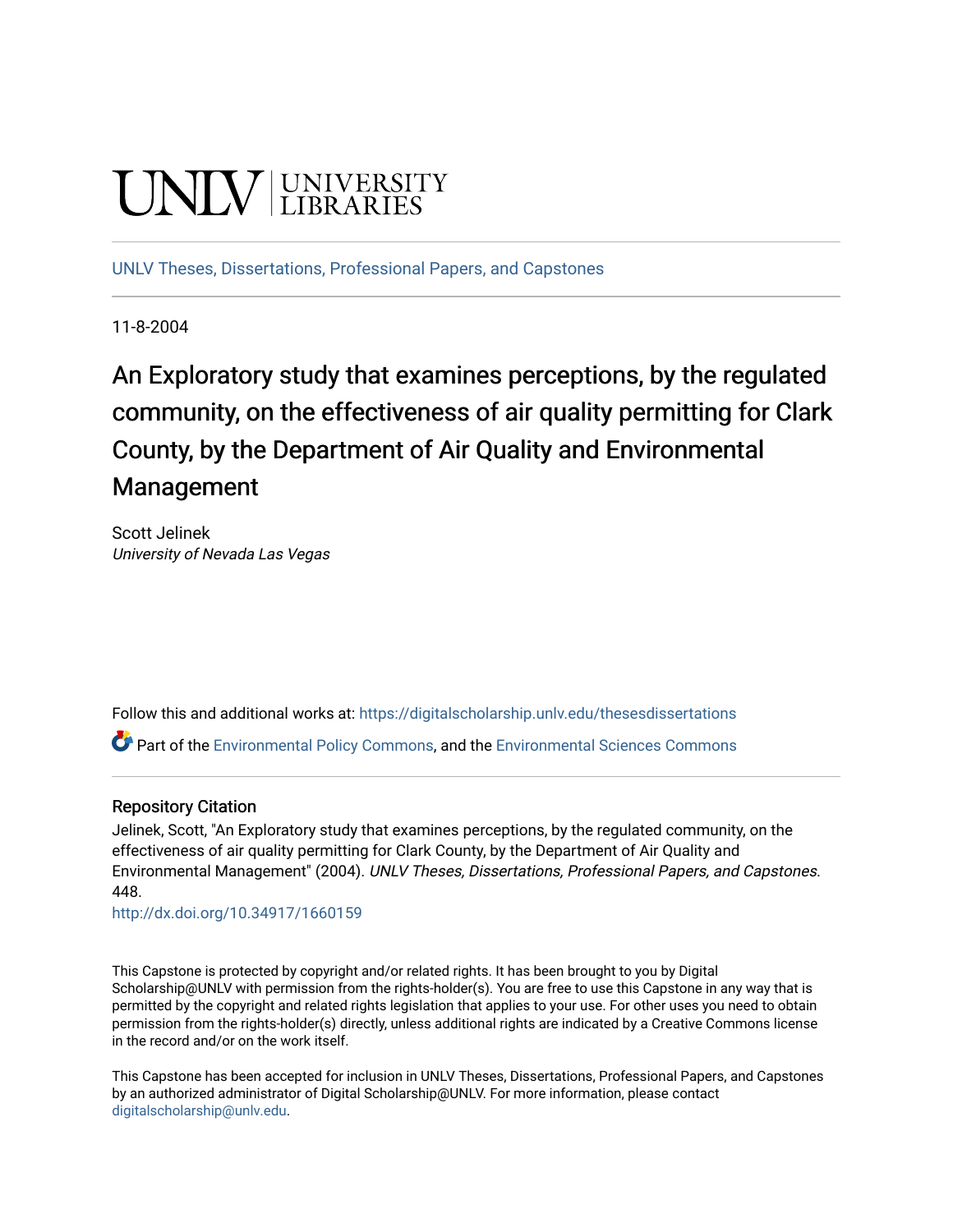UNLV | UNIVERSITY LIBRARIES

UNLV Theses, Dissertations, Professional Papers, and Capstones

11-8-2004

# An Exploratory study that examines perceptions, by the regulated community, on the effectiveness of air quality permitting for Clark County, by the Department of Air Quality and Environmental Management

Scott Jelinek
*University of Nevada Las Vegas*

Follow this and additional works at: https://digitalscholarship.unlv.edu/thesesdissertations

Part of the Environmental Policy Commons, and the Environmental Sciences Commons

## Repository Citation

Jelinek, Scott, "An Exploratory study that examines perceptions, by the regulated community, on the effectiveness of air quality permitting for Clark County, by the Department of Air Quality and Environmental Management" (2004). *UNLV Theses, Dissertations, Professional Papers, and Capstones*. 448.
http://dx.doi.org/10.34917/1660159

This Capstone is protected by copyright and/or related rights. It has been brought to you by Digital Scholarship@UNLV with permission from the rights-holder(s). You are free to use this Capstone in any way that is permitted by the copyright and related rights legislation that applies to your use. For other uses you need to obtain permission from the rights-holder(s) directly, unless additional rights are indicated by a Creative Commons license in the record and/or on the work itself.

This Capstone has been accepted for inclusion in UNLV Theses, Dissertations, Professional Papers, and Capstones by an authorized administrator of Digital Scholarship@UNLV. For more information, please contact digitalscholarship@unlv.edu.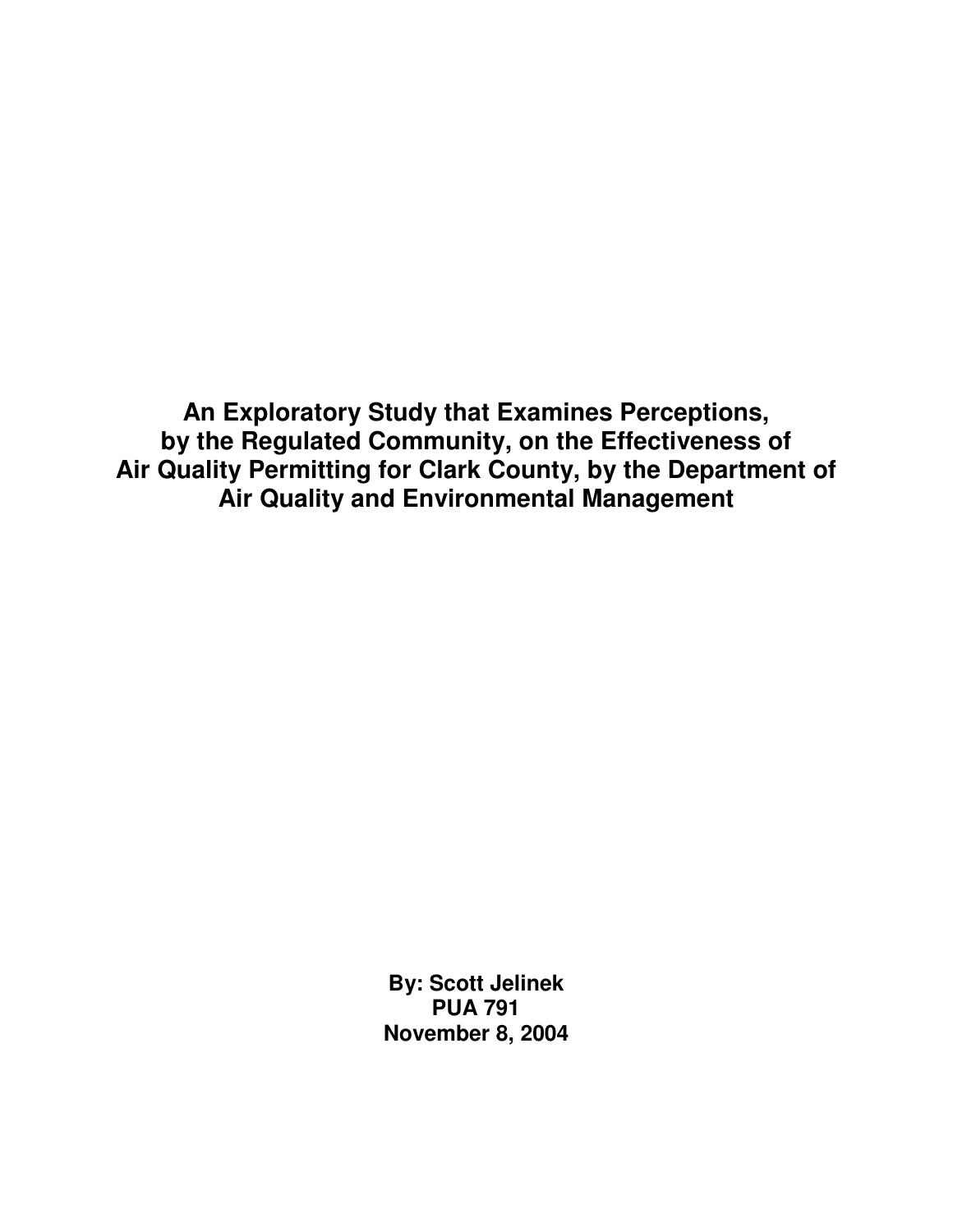# An Exploratory Study that Examines Perceptions, by the Regulated Community, on the Effectiveness of Air Quality Permitting for Clark County, by the Department of Air Quality and Environmental Management

**By: Scott Jelinek**
**PUA 791**
**November 8, 2004**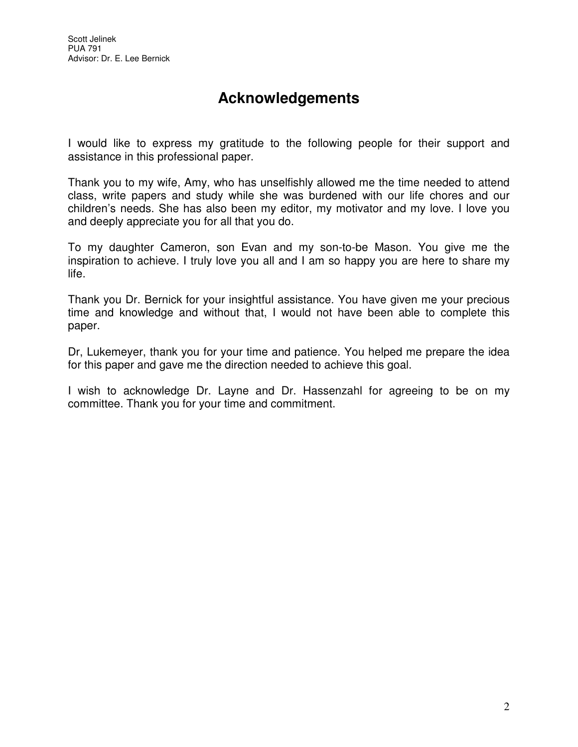Scott Jelinek
PUA 791
Advisor: Dr. E. Lee Bernick

# Acknowledgements

I would like to express my gratitude to the following people for their support and assistance in this professional paper.

Thank you to my wife, Amy, who has unselfishly allowed me the time needed to attend class, write papers and study while she was burdened with our life chores and our children's needs. She has also been my editor, my motivator and my love. I love you and deeply appreciate you for all that you do.

To my daughter Cameron, son Evan and my son-to-be Mason. You give me the inspiration to achieve. I truly love you all and I am so happy you are here to share my life.

Thank you Dr. Bernick for your insightful assistance. You have given me your precious time and knowledge and without that, I would not have been able to complete this paper.

Dr, Lukemeyer, thank you for your time and patience. You helped me prepare the idea for this paper and gave me the direction needed to achieve this goal.

I wish to acknowledge Dr. Layne and Dr. Hassenzahl for agreeing to be on my committee. Thank you for your time and commitment.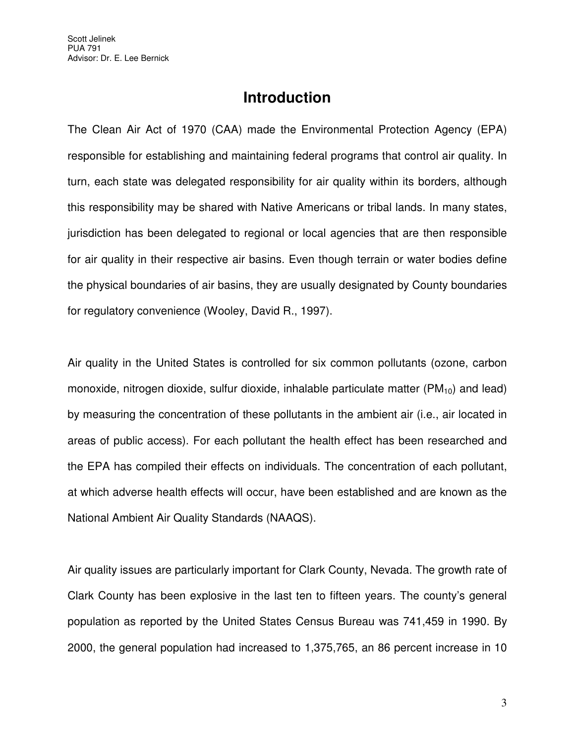# Introduction

The Clean Air Act of 1970 (CAA) made the Environmental Protection Agency (EPA) responsible for establishing and maintaining federal programs that control air quality. In turn, each state was delegated responsibility for air quality within its borders, although this responsibility may be shared with Native Americans or tribal lands. In many states, jurisdiction has been delegated to regional or local agencies that are then responsible for air quality in their respective air basins. Even though terrain or water bodies define the physical boundaries of air basins, they are usually designated by County boundaries for regulatory convenience (Wooley, David R., 1997).

Air quality in the United States is controlled for six common pollutants (ozone, carbon monoxide, nitrogen dioxide, sulfur dioxide, inhalable particulate matter ($PM_{10}$) and lead) by measuring the concentration of these pollutants in the ambient air (i.e., air located in areas of public access). For each pollutant the health effect has been researched and the EPA has compiled their effects on individuals. The concentration of each pollutant, at which adverse health effects will occur, have been established and are known as the National Ambient Air Quality Standards (NAAQS).

Air quality issues are particularly important for Clark County, Nevada. The growth rate of Clark County has been explosive in the last ten to fifteen years. The county's general population as reported by the United States Census Bureau was 741,459 in 1990. By 2000, the general population had increased to 1,375,765, an 86 percent increase in 10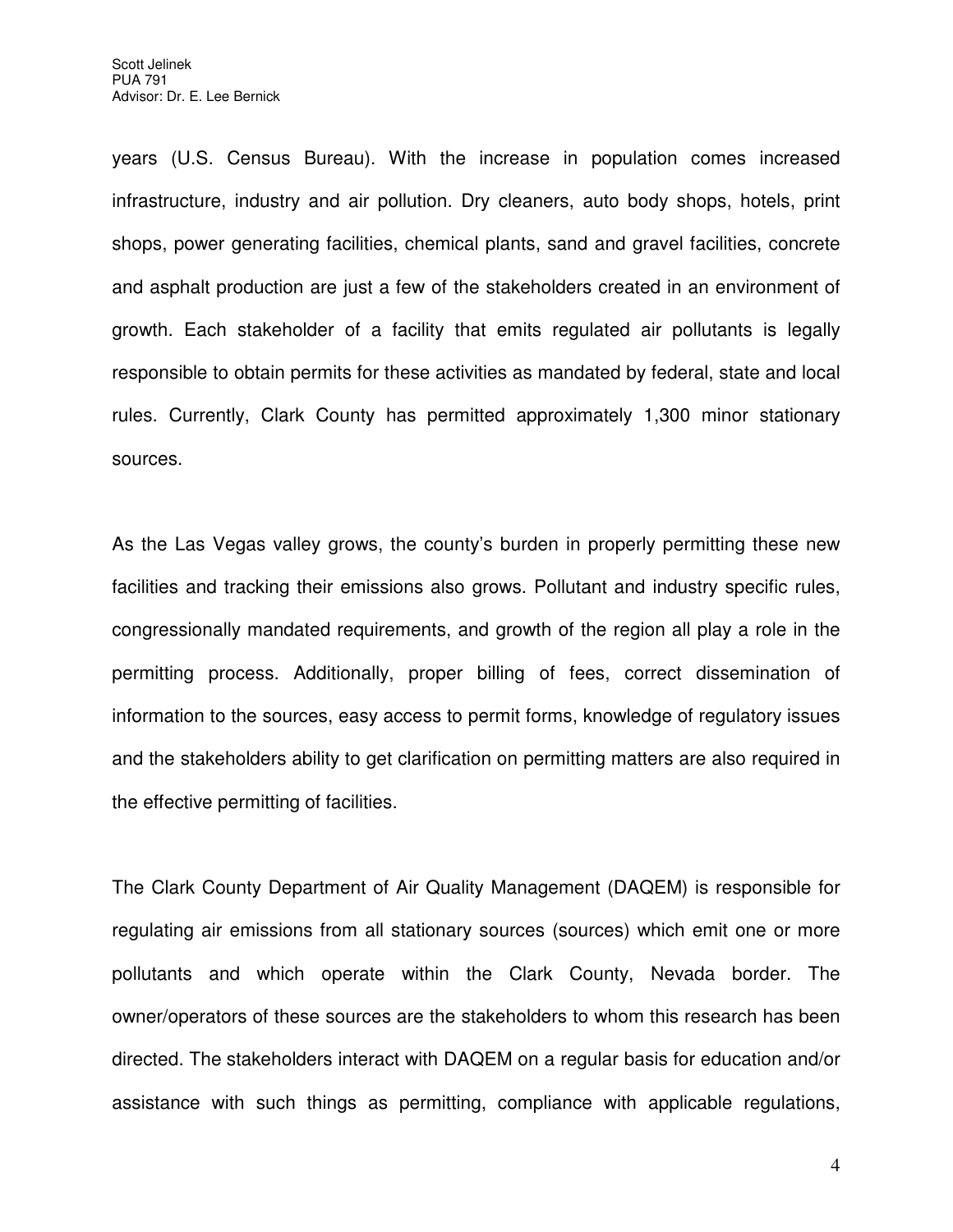years (U.S. Census Bureau). With the increase in population comes increased infrastructure, industry and air pollution. Dry cleaners, auto body shops, hotels, print shops, power generating facilities, chemical plants, sand and gravel facilities, concrete and asphalt production are just a few of the stakeholders created in an environment of growth. Each stakeholder of a facility that emits regulated air pollutants is legally responsible to obtain permits for these activities as mandated by federal, state and local rules. Currently, Clark County has permitted approximately 1,300 minor stationary sources.

As the Las Vegas valley grows, the county's burden in properly permitting these new facilities and tracking their emissions also grows. Pollutant and industry specific rules, congressionally mandated requirements, and growth of the region all play a role in the permitting process. Additionally, proper billing of fees, correct dissemination of information to the sources, easy access to permit forms, knowledge of regulatory issues and the stakeholders ability to get clarification on permitting matters are also required in the effective permitting of facilities.

The Clark County Department of Air Quality Management (DAQEM) is responsible for regulating air emissions from all stationary sources (sources) which emit one or more pollutants and which operate within the Clark County, Nevada border. The owner/operators of these sources are the stakeholders to whom this research has been directed. The stakeholders interact with DAQEM on a regular basis for education and/or assistance with such things as permitting, compliance with applicable regulations,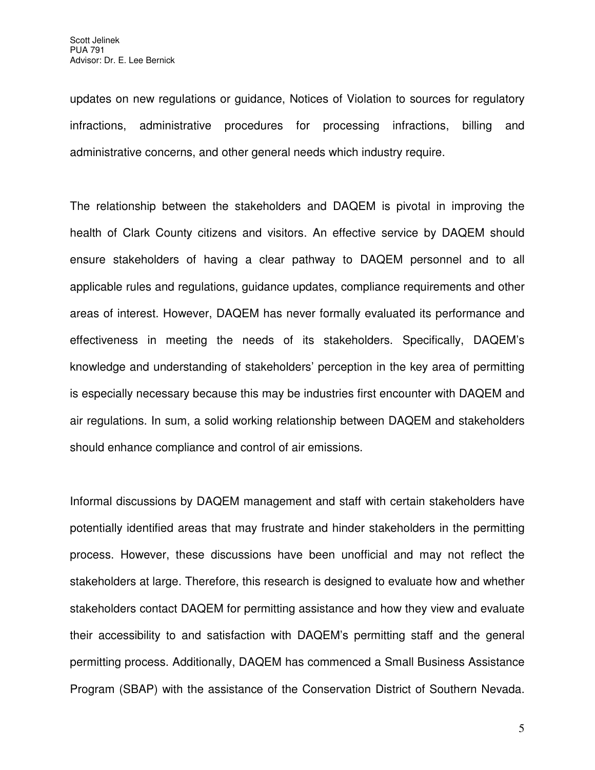updates on new regulations or guidance, Notices of Violation to sources for regulatory infractions, administrative procedures for processing infractions, billing and administrative concerns, and other general needs which industry require.

The relationship between the stakeholders and DAQEM is pivotal in improving the health of Clark County citizens and visitors. An effective service by DAQEM should ensure stakeholders of having a clear pathway to DAQEM personnel and to all applicable rules and regulations, guidance updates, compliance requirements and other areas of interest. However, DAQEM has never formally evaluated its performance and effectiveness in meeting the needs of its stakeholders. Specifically, DAQEM's knowledge and understanding of stakeholders' perception in the key area of permitting is especially necessary because this may be industries first encounter with DAQEM and air regulations. In sum, a solid working relationship between DAQEM and stakeholders should enhance compliance and control of air emissions.

Informal discussions by DAQEM management and staff with certain stakeholders have potentially identified areas that may frustrate and hinder stakeholders in the permitting process. However, these discussions have been unofficial and may not reflect the stakeholders at large. Therefore, this research is designed to evaluate how and whether stakeholders contact DAQEM for permitting assistance and how they view and evaluate their accessibility to and satisfaction with DAQEM's permitting staff and the general permitting process. Additionally, DAQEM has commenced a Small Business Assistance Program (SBAP) with the assistance of the Conservation District of Southern Nevada.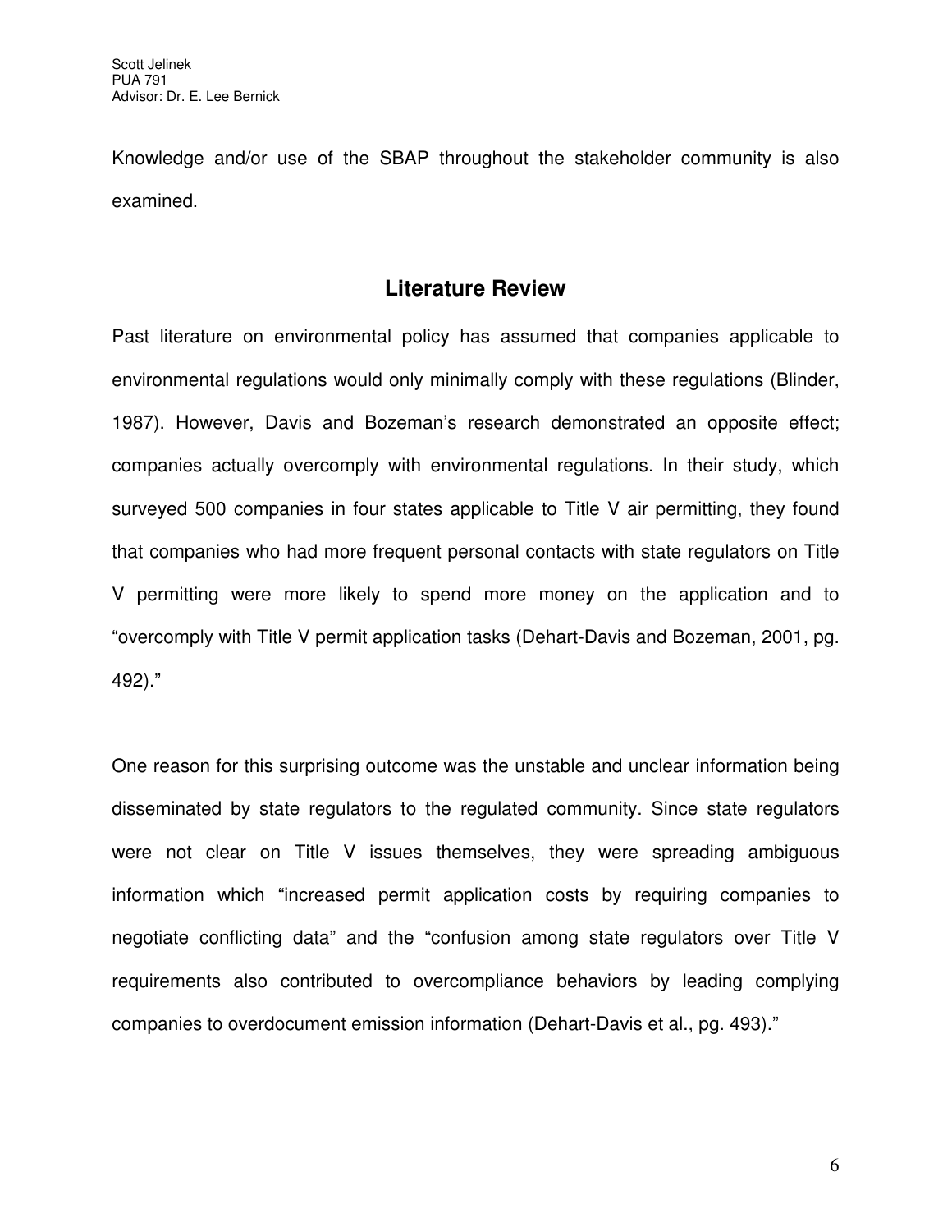Knowledge and/or use of the SBAP throughout the stakeholder community is also examined.

## Literature Review

Past literature on environmental policy has assumed that companies applicable to environmental regulations would only minimally comply with these regulations (Blinder, 1987). However, Davis and Bozeman's research demonstrated an opposite effect; companies actually overcomply with environmental regulations. In their study, which surveyed 500 companies in four states applicable to Title V air permitting, they found that companies who had more frequent personal contacts with state regulators on Title V permitting were more likely to spend more money on the application and to "overcomply with Title V permit application tasks (Dehart-Davis and Bozeman, 2001, pg. 492)."

One reason for this surprising outcome was the unstable and unclear information being disseminated by state regulators to the regulated community. Since state regulators were not clear on Title V issues themselves, they were spreading ambiguous information which "increased permit application costs by requiring companies to negotiate conflicting data" and the "confusion among state regulators over Title V requirements also contributed to overcompliance behaviors by leading complying companies to overdocument emission information (Dehart-Davis et al., pg. 493)."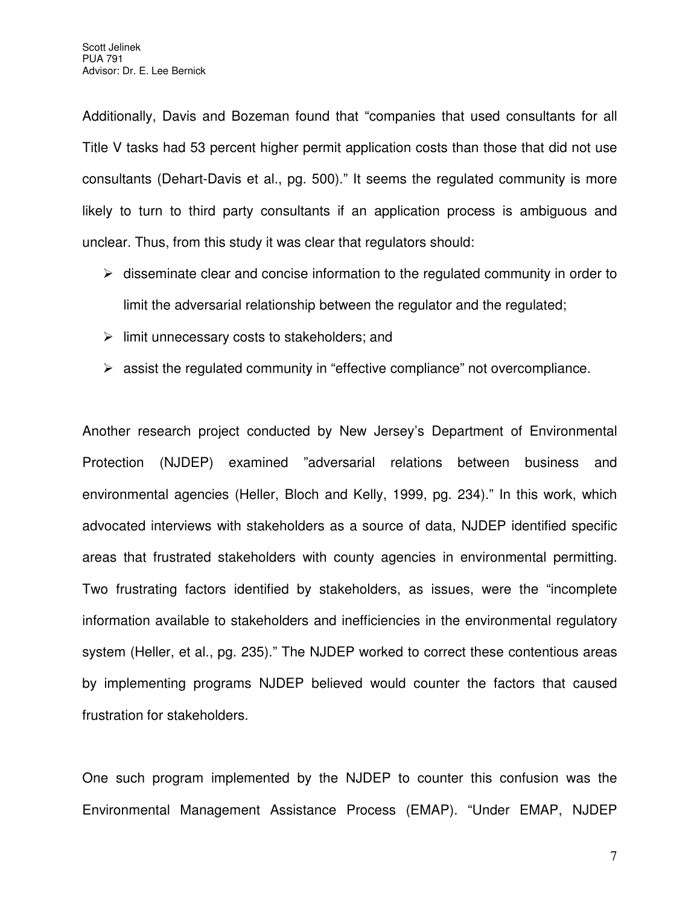Additionally, Davis and Bozeman found that "companies that used consultants for all Title V tasks had 53 percent higher permit application costs than those that did not use consultants (Dehart-Davis et al., pg. 500)." It seems the regulated community is more likely to turn to third party consultants if an application process is ambiguous and unclear. Thus, from this study it was clear that regulators should:

- disseminate clear and concise information to the regulated community in order to limit the adversarial relationship between the regulator and the regulated;
- limit unnecessary costs to stakeholders; and
- assist the regulated community in "effective compliance" not overcompliance.

Another research project conducted by New Jersey's Department of Environmental Protection (NJDEP) examined "adversarial relations between business and environmental agencies (Heller, Bloch and Kelly, 1999, pg. 234)." In this work, which advocated interviews with stakeholders as a source of data, NJDEP identified specific areas that frustrated stakeholders with county agencies in environmental permitting. Two frustrating factors identified by stakeholders, as issues, were the "incomplete information available to stakeholders and inefficiencies in the environmental regulatory system (Heller, et al., pg. 235)." The NJDEP worked to correct these contentious areas by implementing programs NJDEP believed would counter the factors that caused frustration for stakeholders.

One such program implemented by the NJDEP to counter this confusion was the Environmental Management Assistance Process (EMAP). "Under EMAP, NJDEP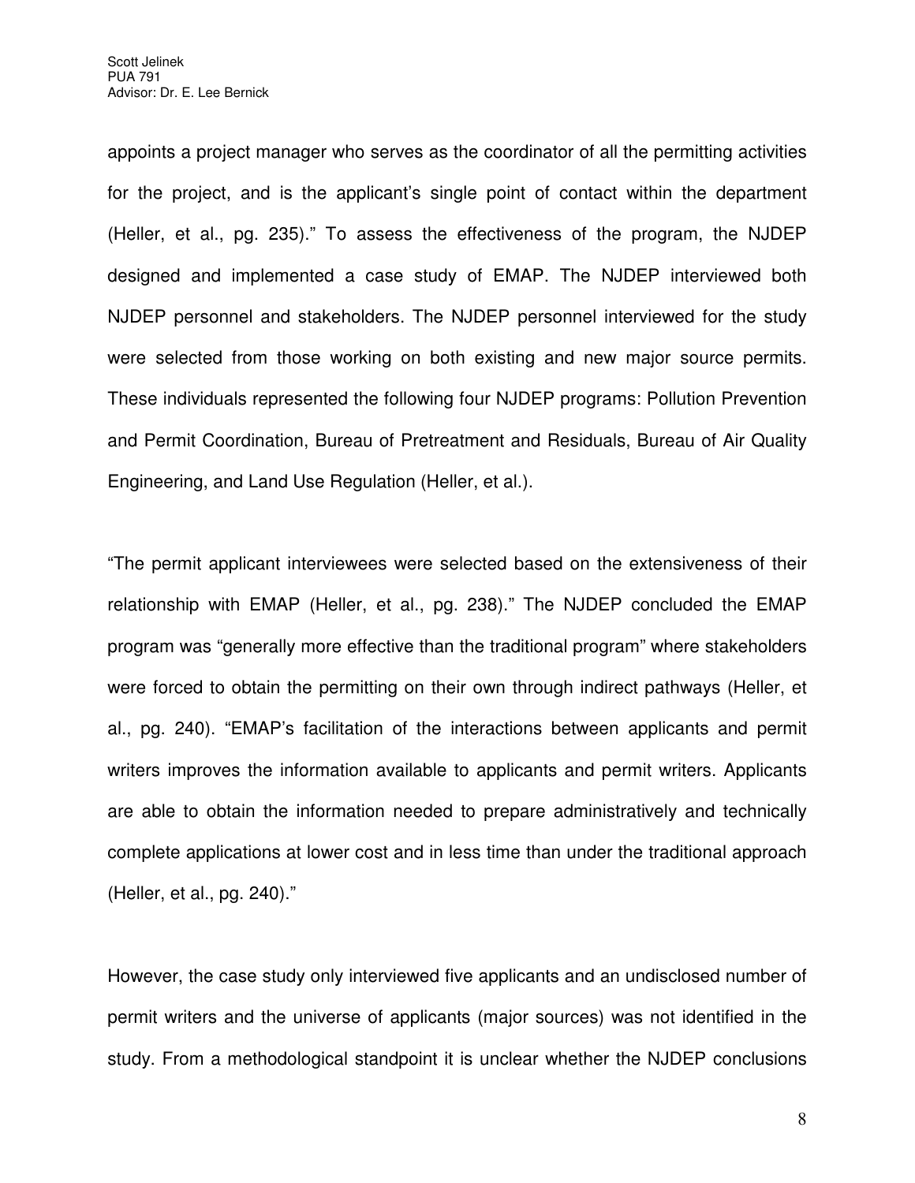appoints a project manager who serves as the coordinator of all the permitting activities for the project, and is the applicant's single point of contact within the department (Heller, et al., pg. 235)." To assess the effectiveness of the program, the NJDEP designed and implemented a case study of EMAP. The NJDEP interviewed both NJDEP personnel and stakeholders. The NJDEP personnel interviewed for the study were selected from those working on both existing and new major source permits. These individuals represented the following four NJDEP programs: Pollution Prevention and Permit Coordination, Bureau of Pretreatment and Residuals, Bureau of Air Quality Engineering, and Land Use Regulation (Heller, et al.).

"The permit applicant interviewees were selected based on the extensiveness of their relationship with EMAP (Heller, et al., pg. 238)." The NJDEP concluded the EMAP program was "generally more effective than the traditional program" where stakeholders were forced to obtain the permitting on their own through indirect pathways (Heller, et al., pg. 240). "EMAP's facilitation of the interactions between applicants and permit writers improves the information available to applicants and permit writers. Applicants are able to obtain the information needed to prepare administratively and technically complete applications at lower cost and in less time than under the traditional approach (Heller, et al., pg. 240)."

However, the case study only interviewed five applicants and an undisclosed number of permit writers and the universe of applicants (major sources) was not identified in the study. From a methodological standpoint it is unclear whether the NJDEP conclusions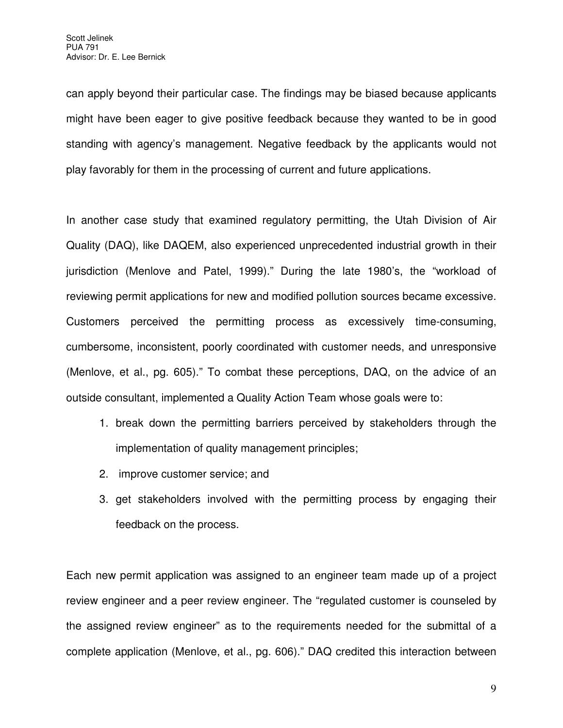can apply beyond their particular case. The findings may be biased because applicants might have been eager to give positive feedback because they wanted to be in good standing with agency's management. Negative feedback by the applicants would not play favorably for them in the processing of current and future applications.

In another case study that examined regulatory permitting, the Utah Division of Air Quality (DAQ), like DAQEM, also experienced unprecedented industrial growth in their jurisdiction (Menlove and Patel, 1999)." During the late 1980's, the "workload of reviewing permit applications for new and modified pollution sources became excessive. Customers perceived the permitting process as excessively time-consuming, cumbersome, inconsistent, poorly coordinated with customer needs, and unresponsive (Menlove, et al., pg. 605)." To combat these perceptions, DAQ, on the advice of an outside consultant, implemented a Quality Action Team whose goals were to:

1. break down the permitting barriers perceived by stakeholders through the implementation of quality management principles;
2. improve customer service; and
3. get stakeholders involved with the permitting process by engaging their feedback on the process.

Each new permit application was assigned to an engineer team made up of a project review engineer and a peer review engineer. The "regulated customer is counseled by the assigned review engineer" as to the requirements needed for the submittal of a complete application (Menlove, et al., pg. 606)." DAQ credited this interaction between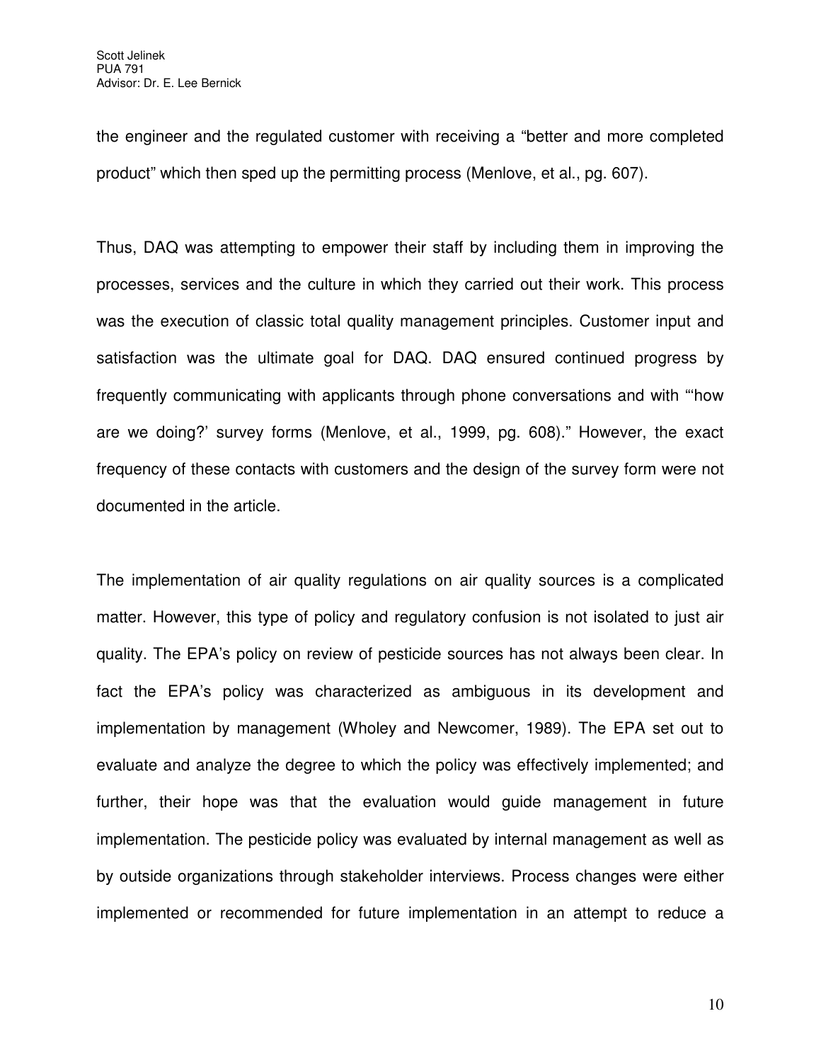the engineer and the regulated customer with receiving a "better and more completed product" which then sped up the permitting process (Menlove, et al., pg. 607).

Thus, DAQ was attempting to empower their staff by including them in improving the processes, services and the culture in which they carried out their work. This process was the execution of classic total quality management principles. Customer input and satisfaction was the ultimate goal for DAQ. DAQ ensured continued progress by frequently communicating with applicants through phone conversations and with "'how are we doing?' survey forms (Menlove, et al., 1999, pg. 608)." However, the exact frequency of these contacts with customers and the design of the survey form were not documented in the article.

The implementation of air quality regulations on air quality sources is a complicated matter. However, this type of policy and regulatory confusion is not isolated to just air quality. The EPA's policy on review of pesticide sources has not always been clear. In fact the EPA's policy was characterized as ambiguous in its development and implementation by management (Wholey and Newcomer, 1989). The EPA set out to evaluate and analyze the degree to which the policy was effectively implemented; and further, their hope was that the evaluation would guide management in future implementation. The pesticide policy was evaluated by internal management as well as by outside organizations through stakeholder interviews. Process changes were either implemented or recommended for future implementation in an attempt to reduce a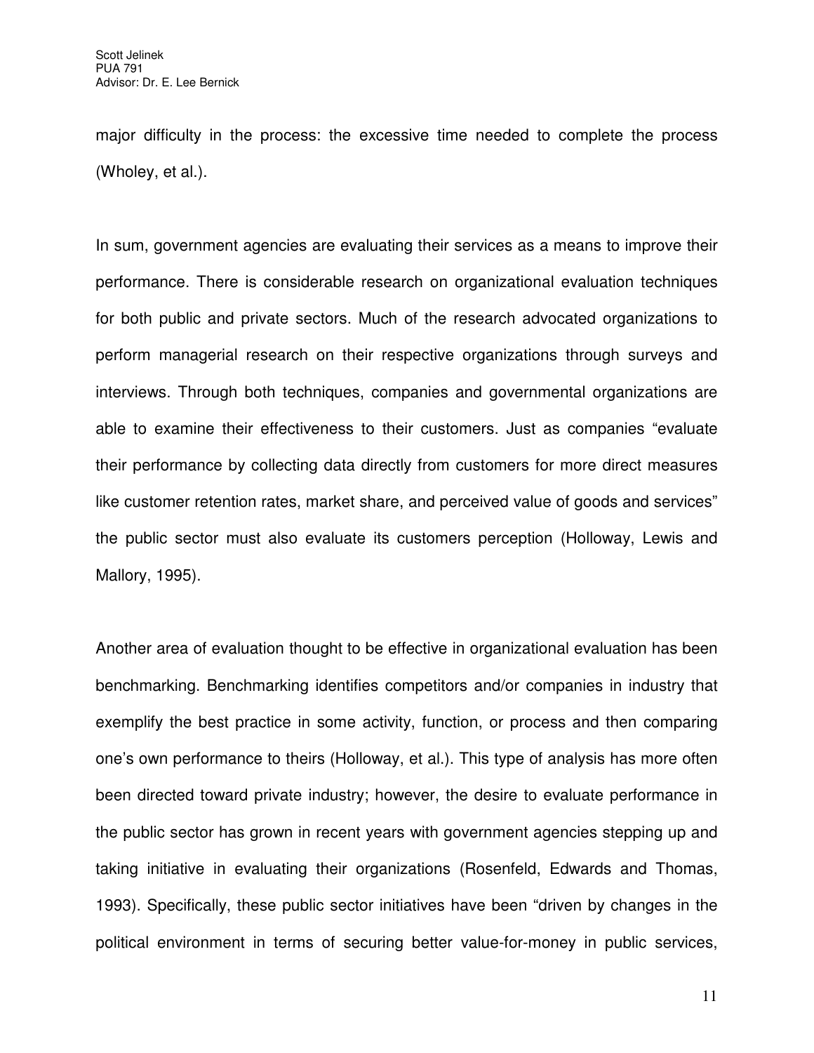major difficulty in the process: the excessive time needed to complete the process (Wholey, et al.).

In sum, government agencies are evaluating their services as a means to improve their performance. There is considerable research on organizational evaluation techniques for both public and private sectors. Much of the research advocated organizations to perform managerial research on their respective organizations through surveys and interviews. Through both techniques, companies and governmental organizations are able to examine their effectiveness to their customers. Just as companies "evaluate their performance by collecting data directly from customers for more direct measures like customer retention rates, market share, and perceived value of goods and services" the public sector must also evaluate its customers perception (Holloway, Lewis and Mallory, 1995).

Another area of evaluation thought to be effective in organizational evaluation has been benchmarking. Benchmarking identifies competitors and/or companies in industry that exemplify the best practice in some activity, function, or process and then comparing one's own performance to theirs (Holloway, et al.). This type of analysis has more often been directed toward private industry; however, the desire to evaluate performance in the public sector has grown in recent years with government agencies stepping up and taking initiative in evaluating their organizations (Rosenfeld, Edwards and Thomas, 1993). Specifically, these public sector initiatives have been "driven by changes in the political environment in terms of securing better value-for-money in public services,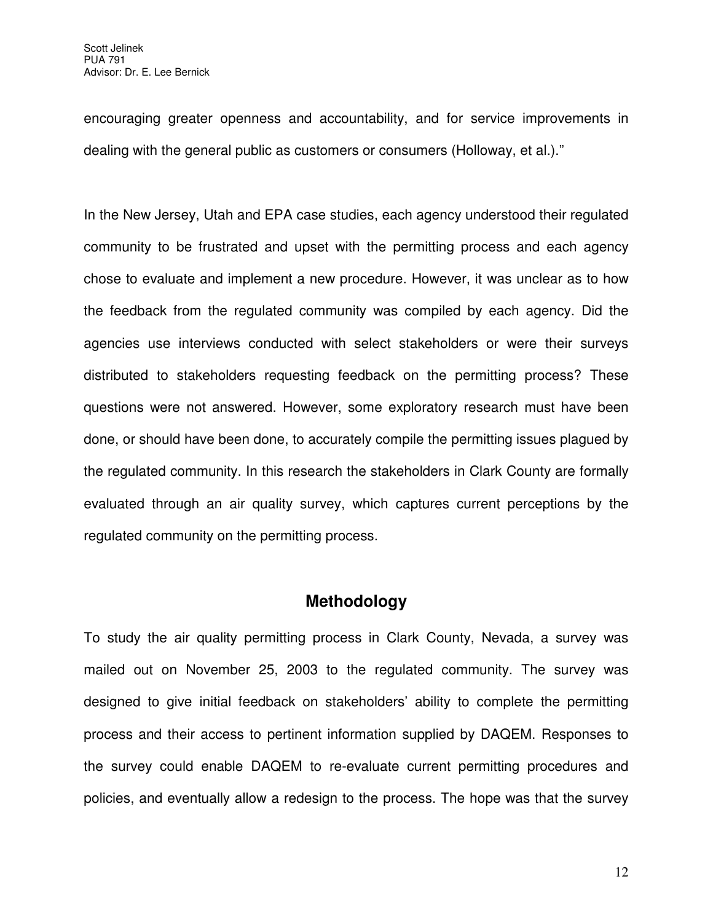encouraging greater openness and accountability, and for service improvements in dealing with the general public as customers or consumers (Holloway, et al.)."

In the New Jersey, Utah and EPA case studies, each agency understood their regulated community to be frustrated and upset with the permitting process and each agency chose to evaluate and implement a new procedure. However, it was unclear as to how the feedback from the regulated community was compiled by each agency. Did the agencies use interviews conducted with select stakeholders or were their surveys distributed to stakeholders requesting feedback on the permitting process? These questions were not answered. However, some exploratory research must have been done, or should have been done, to accurately compile the permitting issues plagued by the regulated community. In this research the stakeholders in Clark County are formally evaluated through an air quality survey, which captures current perceptions by the regulated community on the permitting process.

## Methodology

To study the air quality permitting process in Clark County, Nevada, a survey was mailed out on November 25, 2003 to the regulated community. The survey was designed to give initial feedback on stakeholders' ability to complete the permitting process and their access to pertinent information supplied by DAQEM. Responses to the survey could enable DAQEM to re-evaluate current permitting procedures and policies, and eventually allow a redesign to the process. The hope was that the survey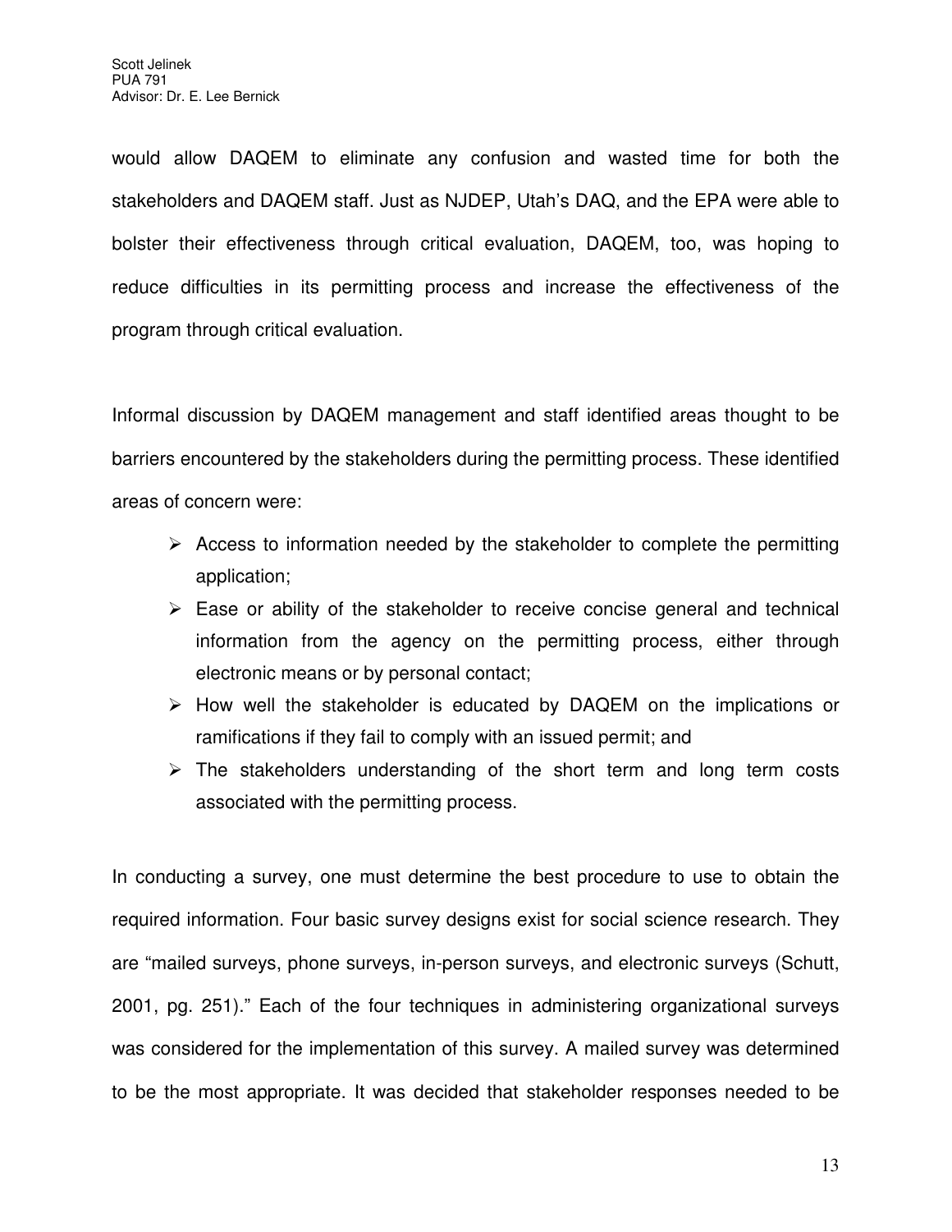would allow DAQEM to eliminate any confusion and wasted time for both the stakeholders and DAQEM staff. Just as NJDEP, Utah's DAQ, and the EPA were able to bolster their effectiveness through critical evaluation, DAQEM, too, was hoping to reduce difficulties in its permitting process and increase the effectiveness of the program through critical evaluation.

Informal discussion by DAQEM management and staff identified areas thought to be barriers encountered by the stakeholders during the permitting process. These identified areas of concern were:

- Access to information needed by the stakeholder to complete the permitting application;
- Ease or ability of the stakeholder to receive concise general and technical information from the agency on the permitting process, either through electronic means or by personal contact;
- How well the stakeholder is educated by DAQEM on the implications or ramifications if they fail to comply with an issued permit; and
- The stakeholders understanding of the short term and long term costs associated with the permitting process.

In conducting a survey, one must determine the best procedure to use to obtain the required information. Four basic survey designs exist for social science research. They are "mailed surveys, phone surveys, in-person surveys, and electronic surveys (Schutt, 2001, pg. 251)." Each of the four techniques in administering organizational surveys was considered for the implementation of this survey. A mailed survey was determined to be the most appropriate. It was decided that stakeholder responses needed to be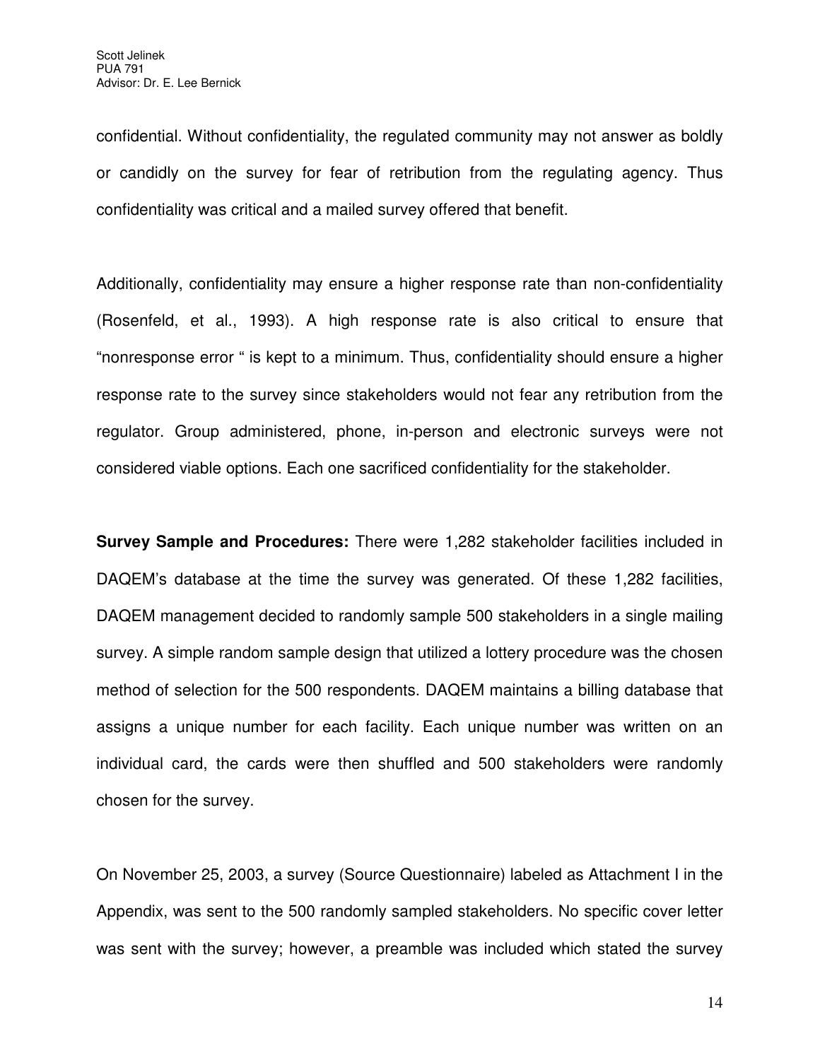confidential. Without confidentiality, the regulated community may not answer as boldly or candidly on the survey for fear of retribution from the regulating agency. Thus confidentiality was critical and a mailed survey offered that benefit.

Additionally, confidentiality may ensure a higher response rate than non-confidentiality (Rosenfeld, et al., 1993). A high response rate is also critical to ensure that "nonresponse error " is kept to a minimum. Thus, confidentiality should ensure a higher response rate to the survey since stakeholders would not fear any retribution from the regulator. Group administered, phone, in-person and electronic surveys were not considered viable options. Each one sacrificed confidentiality for the stakeholder.

**Survey Sample and Procedures:** There were 1,282 stakeholder facilities included in DAQEM's database at the time the survey was generated. Of these 1,282 facilities, DAQEM management decided to randomly sample 500 stakeholders in a single mailing survey. A simple random sample design that utilized a lottery procedure was the chosen method of selection for the 500 respondents. DAQEM maintains a billing database that assigns a unique number for each facility. Each unique number was written on an individual card, the cards were then shuffled and 500 stakeholders were randomly chosen for the survey.

On November 25, 2003, a survey (Source Questionnaire) labeled as Attachment I in the Appendix, was sent to the 500 randomly sampled stakeholders. No specific cover letter was sent with the survey; however, a preamble was included which stated the survey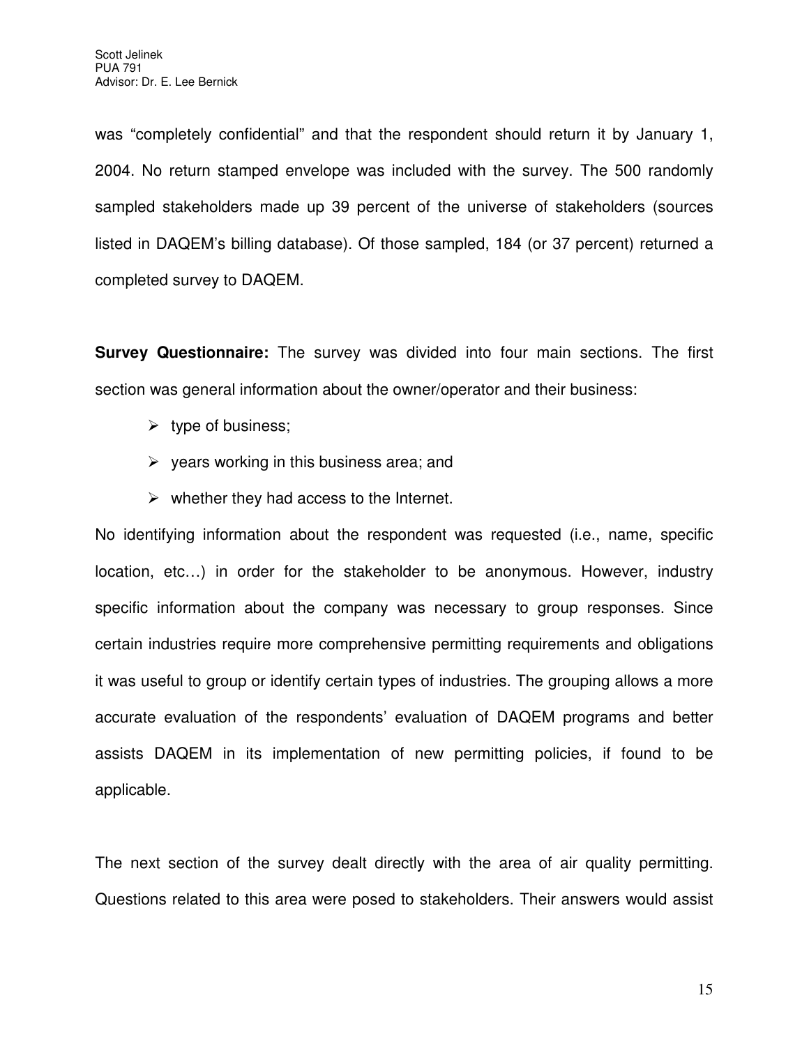was "completely confidential" and that the respondent should return it by January 1, 2004. No return stamped envelope was included with the survey. The 500 randomly sampled stakeholders made up 39 percent of the universe of stakeholders (sources listed in DAQEM's billing database). Of those sampled, 184 (or 37 percent) returned a completed survey to DAQEM.

**Survey Questionnaire:** The survey was divided into four main sections. The first section was general information about the owner/operator and their business:

- type of business;
- years working in this business area; and
- whether they had access to the Internet.

No identifying information about the respondent was requested (i.e., name, specific location, etc…) in order for the stakeholder to be anonymous. However, industry specific information about the company was necessary to group responses. Since certain industries require more comprehensive permitting requirements and obligations it was useful to group or identify certain types of industries. The grouping allows a more accurate evaluation of the respondents' evaluation of DAQEM programs and better assists DAQEM in its implementation of new permitting policies, if found to be applicable.

The next section of the survey dealt directly with the area of air quality permitting. Questions related to this area were posed to stakeholders. Their answers would assist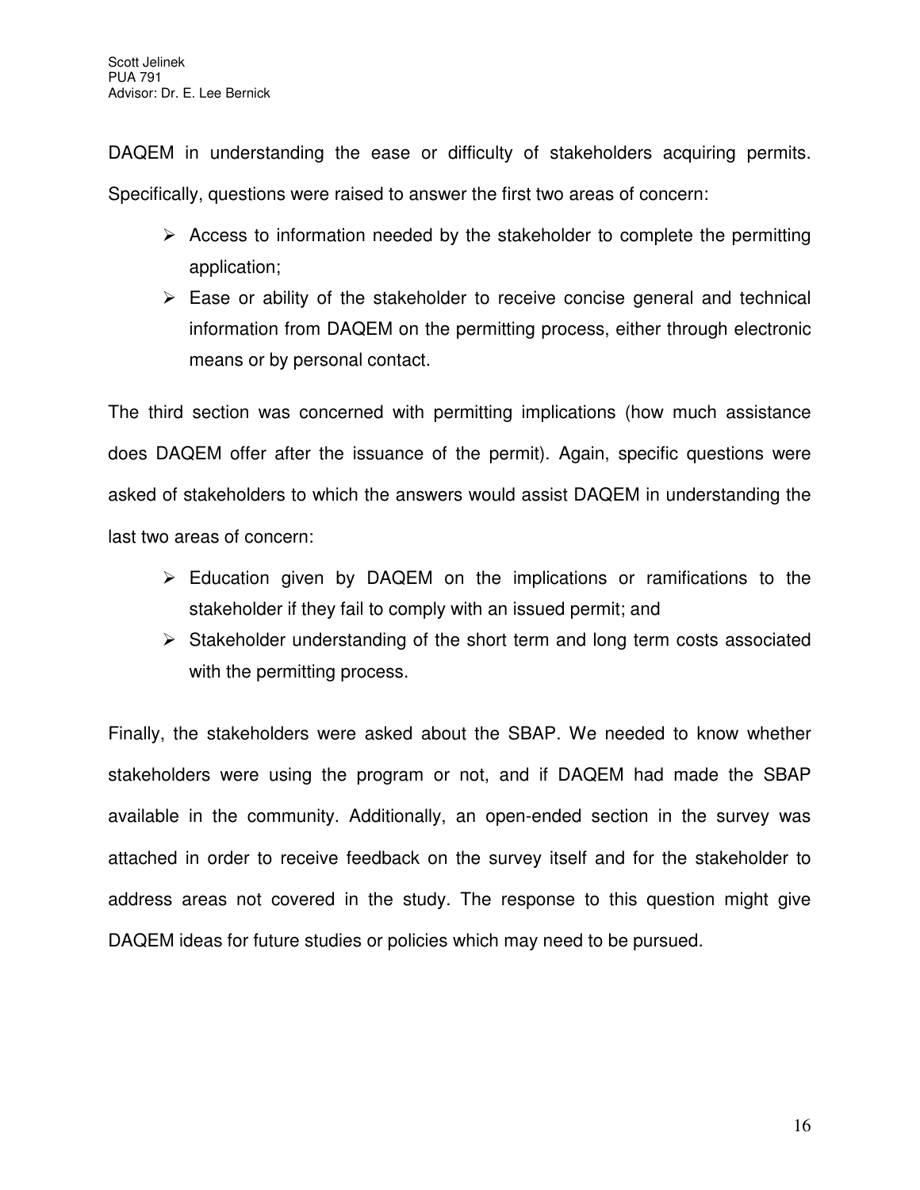DAQEM in understanding the ease or difficulty of stakeholders acquiring permits. Specifically, questions were raised to answer the first two areas of concern:

- Access to information needed by the stakeholder to complete the permitting application;
- Ease or ability of the stakeholder to receive concise general and technical information from DAQEM on the permitting process, either through electronic means or by personal contact.

The third section was concerned with permitting implications (how much assistance does DAQEM offer after the issuance of the permit). Again, specific questions were asked of stakeholders to which the answers would assist DAQEM in understanding the last two areas of concern:

- Education given by DAQEM on the implications or ramifications to the stakeholder if they fail to comply with an issued permit; and
- Stakeholder understanding of the short term and long term costs associated with the permitting process.

Finally, the stakeholders were asked about the SBAP. We needed to know whether stakeholders were using the program or not, and if DAQEM had made the SBAP available in the community. Additionally, an open-ended section in the survey was attached in order to receive feedback on the survey itself and for the stakeholder to address areas not covered in the study. The response to this question might give DAQEM ideas for future studies or policies which may need to be pursued.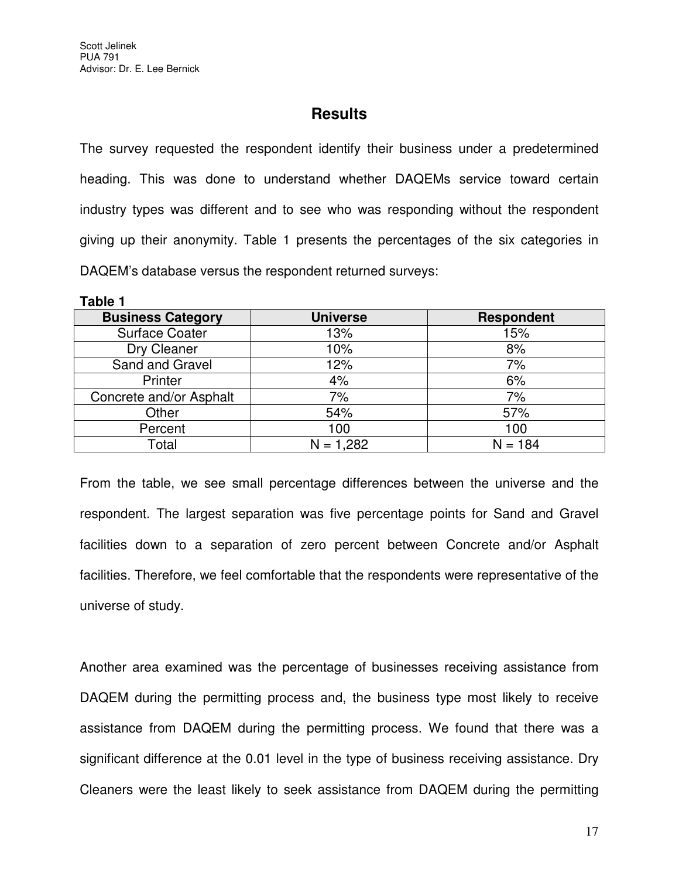## Results

The survey requested the respondent identify their business under a predetermined heading. This was done to understand whether DAQEMs service toward certain industry types was different and to see who was responding without the respondent giving up their anonymity. Table 1 presents the percentages of the six categories in DAQEM's database versus the respondent returned surveys:

**Table 1**

| Business Category | Universe | Respondent |
|---|---|---|
| Surface Coater | 13% | 15% |
| Dry Cleaner | 10% | 8% |
| Sand and Gravel | 12% | 7% |
| Printer | 4% | 6% |
| Concrete and/or Asphalt | 7% | 7% |
| Other | 54% | 57% |
| Percent | 100 | 100 |
| Total | N = 1,282 | N = 184 |

From the table, we see small percentage differences between the universe and the respondent. The largest separation was five percentage points for Sand and Gravel facilities down to a separation of zero percent between Concrete and/or Asphalt facilities. Therefore, we feel comfortable that the respondents were representative of the universe of study.

Another area examined was the percentage of businesses receiving assistance from DAQEM during the permitting process and, the business type most likely to receive assistance from DAQEM during the permitting process. We found that there was a significant difference at the 0.01 level in the type of business receiving assistance. Dry Cleaners were the least likely to seek assistance from DAQEM during the permitting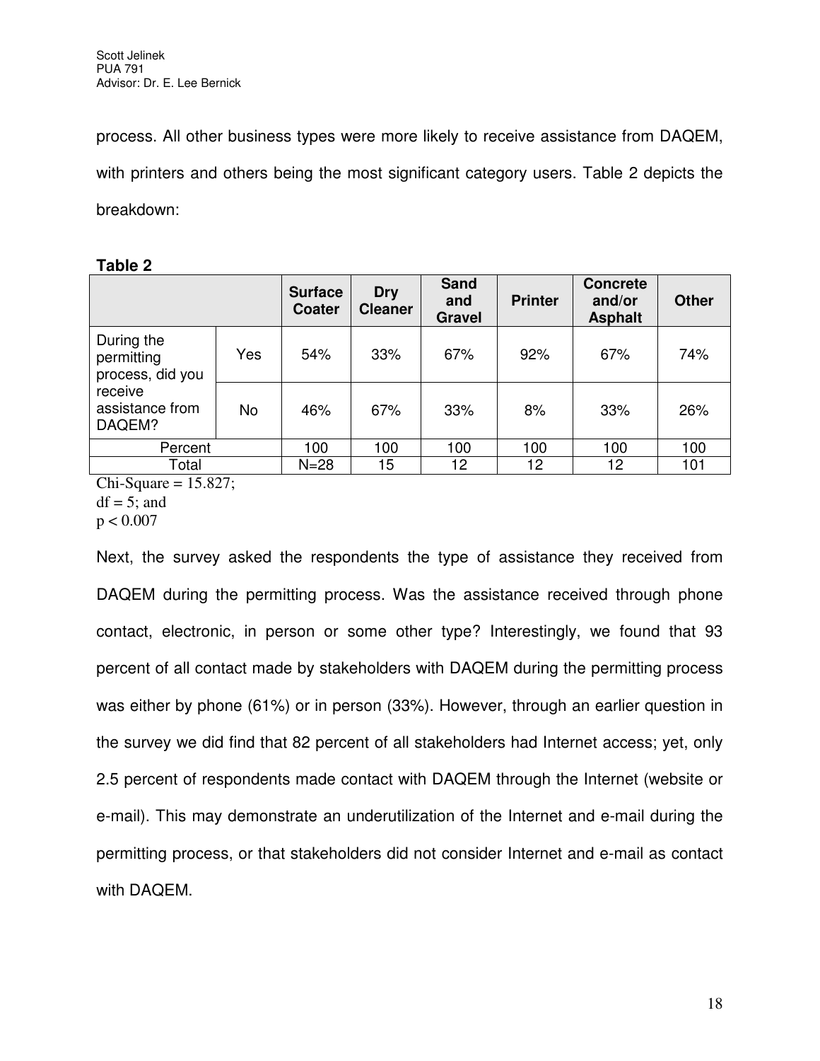process. All other business types were more likely to receive assistance from DAQEM, with printers and others being the most significant category users. Table 2 depicts the breakdown:

**Table 2**

| | | Surface Coater | Dry Cleaner | Sand and Gravel | Printer | Concrete and/or Asphalt | Other |
|---|---|---|---|---|---|---|---|
| During the permitting process, did you receive assistance from DAQEM? | Yes | 54% | 33% | 67% | 92% | 67% | 74% |
| | No | 46% | 67% | 33% | 8% | 33% | 26% |
| Percent | | 100 | 100 | 100 | 100 | 100 | 100 |
| Total | | N=28 | 15 | 12 | 12 | 12 | 101 |

Chi-Square = 15.827;
df = 5; and
$p < 0.007$

Next, the survey asked the respondents the type of assistance they received from DAQEM during the permitting process. Was the assistance received through phone contact, electronic, in person or some other type? Interestingly, we found that 93 percent of all contact made by stakeholders with DAQEM during the permitting process was either by phone (61%) or in person (33%). However, through an earlier question in the survey we did find that 82 percent of all stakeholders had Internet access; yet, only 2.5 percent of respondents made contact with DAQEM through the Internet (website or e-mail). This may demonstrate an underutilization of the Internet and e-mail during the permitting process, or that stakeholders did not consider Internet and e-mail as contact with DAQEM.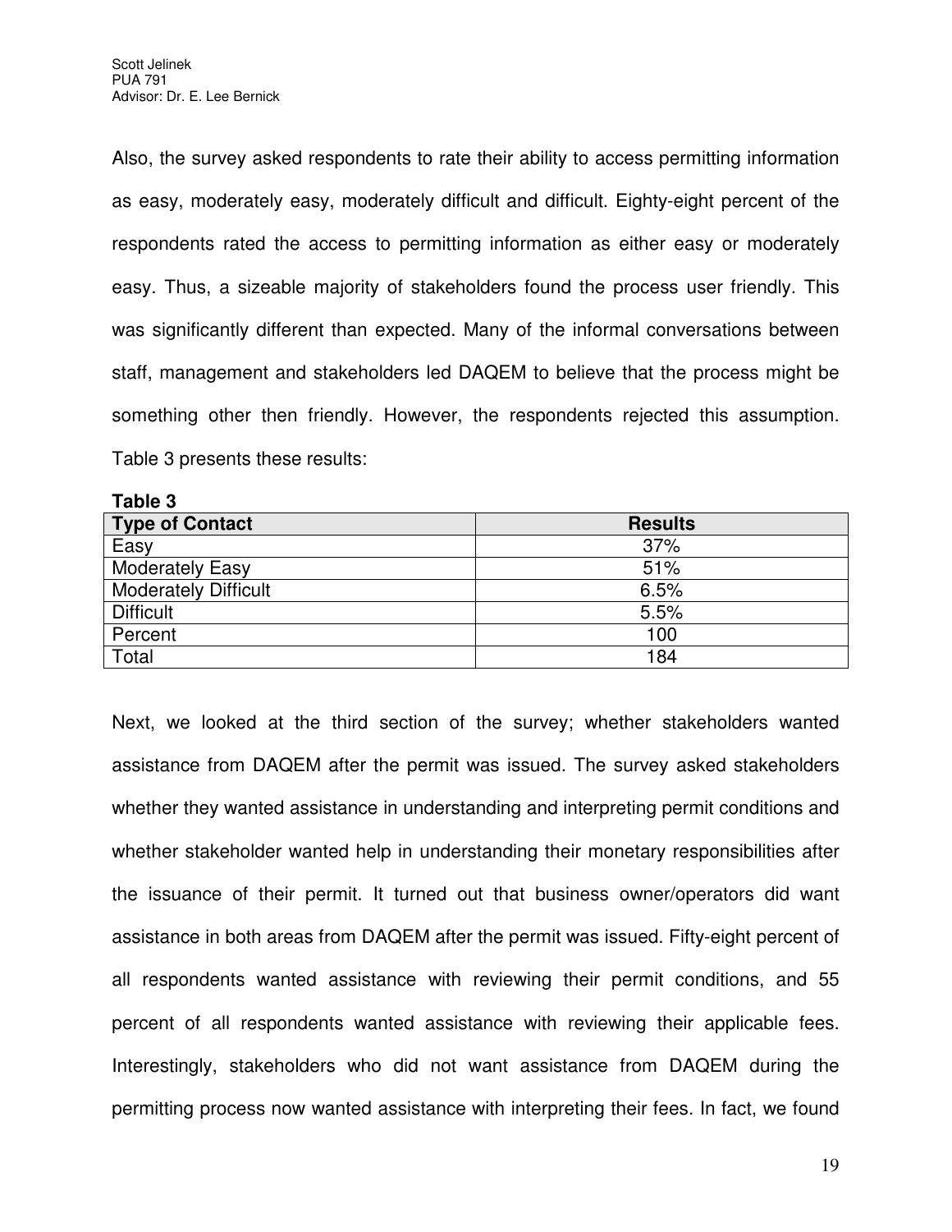Also, the survey asked respondents to rate their ability to access permitting information as easy, moderately easy, moderately difficult and difficult. Eighty-eight percent of the respondents rated the access to permitting information as either easy or moderately easy. Thus, a sizeable majority of stakeholders found the process user friendly. This was significantly different than expected. Many of the informal conversations between staff, management and stakeholders led DAQEM to believe that the process might be something other then friendly. However, the respondents rejected this assumption. Table 3 presents these results:

**Table 3**

| Type of Contact | Results |
| --- | --- |
| Easy | 37% |
| Moderately Easy | 51% |
| Moderately Difficult | 6.5% |
| Difficult | 5.5% |
| Percent | 100 |
| Total | 184 |

Next, we looked at the third section of the survey; whether stakeholders wanted assistance from DAQEM after the permit was issued. The survey asked stakeholders whether they wanted assistance in understanding and interpreting permit conditions and whether stakeholder wanted help in understanding their monetary responsibilities after the issuance of their permit. It turned out that business owner/operators did want assistance in both areas from DAQEM after the permit was issued. Fifty-eight percent of all respondents wanted assistance with reviewing their permit conditions, and 55 percent of all respondents wanted assistance with reviewing their applicable fees. Interestingly, stakeholders who did not want assistance from DAQEM during the permitting process now wanted assistance with interpreting their fees. In fact, we found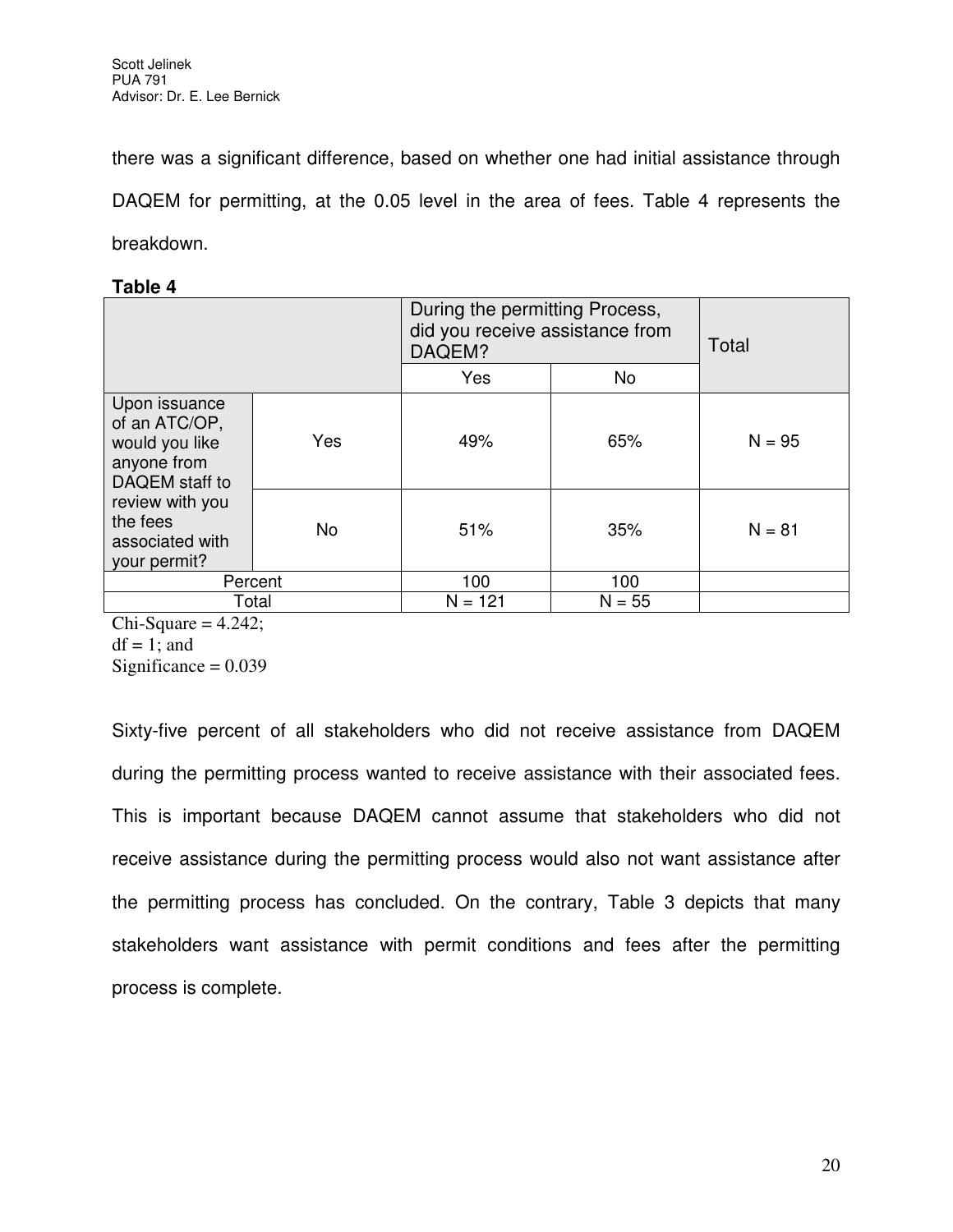there was a significant difference, based on whether one had initial assistance through DAQEM for permitting, at the 0.05 level in the area of fees. Table 4 represents the breakdown.

**Table 4**

| | | During the permitting Process, did you receive assistance from DAQEM? | | Total |
|---|---|---|---|---|
| | | Yes | No | |
| Upon issuance of an ATC/OP, would you like anyone from DAQEM staff to review with you the fees associated with your permit? | Yes | 49% | 65% | N = 95 |
| | No | 51% | 35% | N = 81 |
| Percent | | 100 | 100 | |
| Total | | N = 121 | N = 55 | |

Chi-Square = 4.242;
df = 1; and
Significance = 0.039

Sixty-five percent of all stakeholders who did not receive assistance from DAQEM during the permitting process wanted to receive assistance with their associated fees. This is important because DAQEM cannot assume that stakeholders who did not receive assistance during the permitting process would also not want assistance after the permitting process has concluded. On the contrary, Table 3 depicts that many stakeholders want assistance with permit conditions and fees after the permitting process is complete.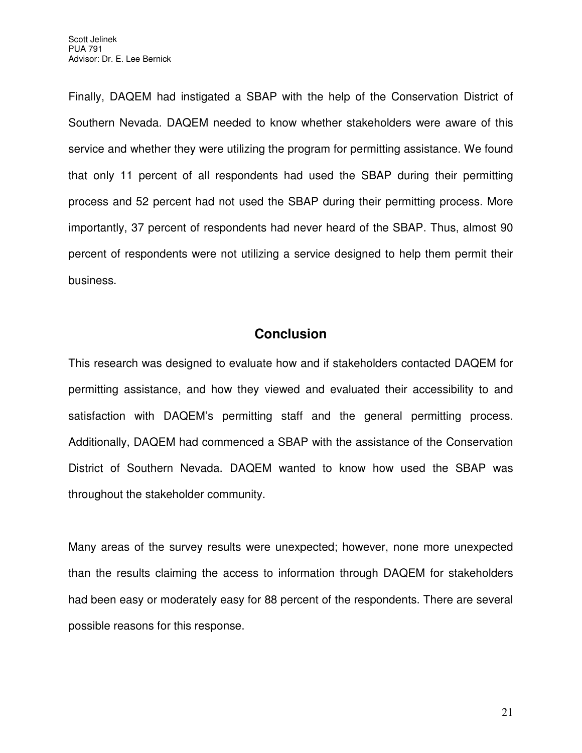Finally, DAQEM had instigated a SBAP with the help of the Conservation District of Southern Nevada. DAQEM needed to know whether stakeholders were aware of this service and whether they were utilizing the program for permitting assistance. We found that only 11 percent of all respondents had used the SBAP during their permitting process and 52 percent had not used the SBAP during their permitting process. More importantly, 37 percent of respondents had never heard of the SBAP. Thus, almost 90 percent of respondents were not utilizing a service designed to help them permit their business.

## Conclusion

This research was designed to evaluate how and if stakeholders contacted DAQEM for permitting assistance, and how they viewed and evaluated their accessibility to and satisfaction with DAQEM's permitting staff and the general permitting process. Additionally, DAQEM had commenced a SBAP with the assistance of the Conservation District of Southern Nevada. DAQEM wanted to know how used the SBAP was throughout the stakeholder community.

Many areas of the survey results were unexpected; however, none more unexpected than the results claiming the access to information through DAQEM for stakeholders had been easy or moderately easy for 88 percent of the respondents. There are several possible reasons for this response.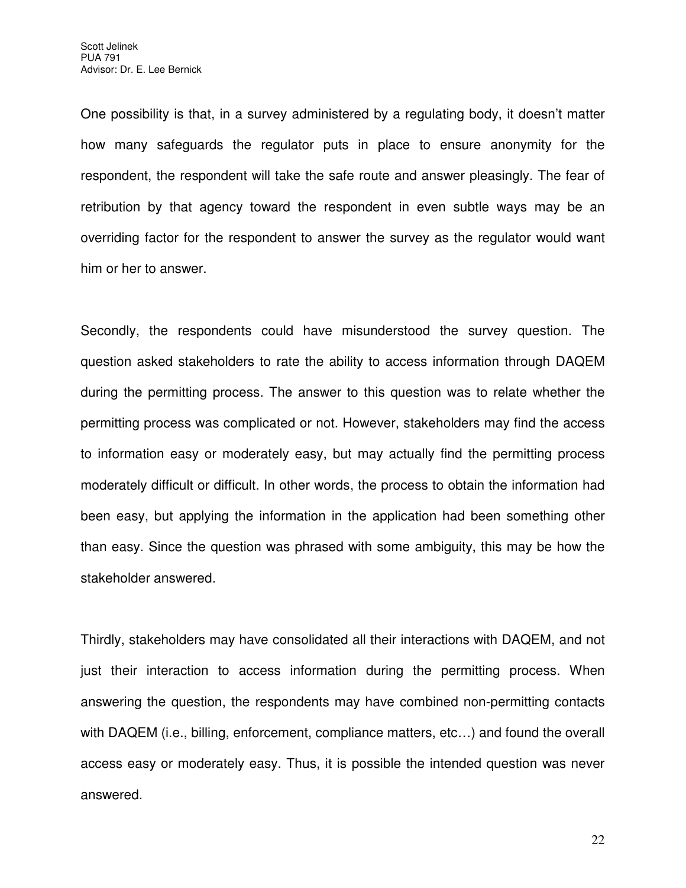One possibility is that, in a survey administered by a regulating body, it doesn't matter how many safeguards the regulator puts in place to ensure anonymity for the respondent, the respondent will take the safe route and answer pleasingly. The fear of retribution by that agency toward the respondent in even subtle ways may be an overriding factor for the respondent to answer the survey as the regulator would want him or her to answer.

Secondly, the respondents could have misunderstood the survey question. The question asked stakeholders to rate the ability to access information through DAQEM during the permitting process. The answer to this question was to relate whether the permitting process was complicated or not. However, stakeholders may find the access to information easy or moderately easy, but may actually find the permitting process moderately difficult or difficult. In other words, the process to obtain the information had been easy, but applying the information in the application had been something other than easy. Since the question was phrased with some ambiguity, this may be how the stakeholder answered.

Thirdly, stakeholders may have consolidated all their interactions with DAQEM, and not just their interaction to access information during the permitting process. When answering the question, the respondents may have combined non-permitting contacts with DAQEM (i.e., billing, enforcement, compliance matters, etc…) and found the overall access easy or moderately easy. Thus, it is possible the intended question was never answered.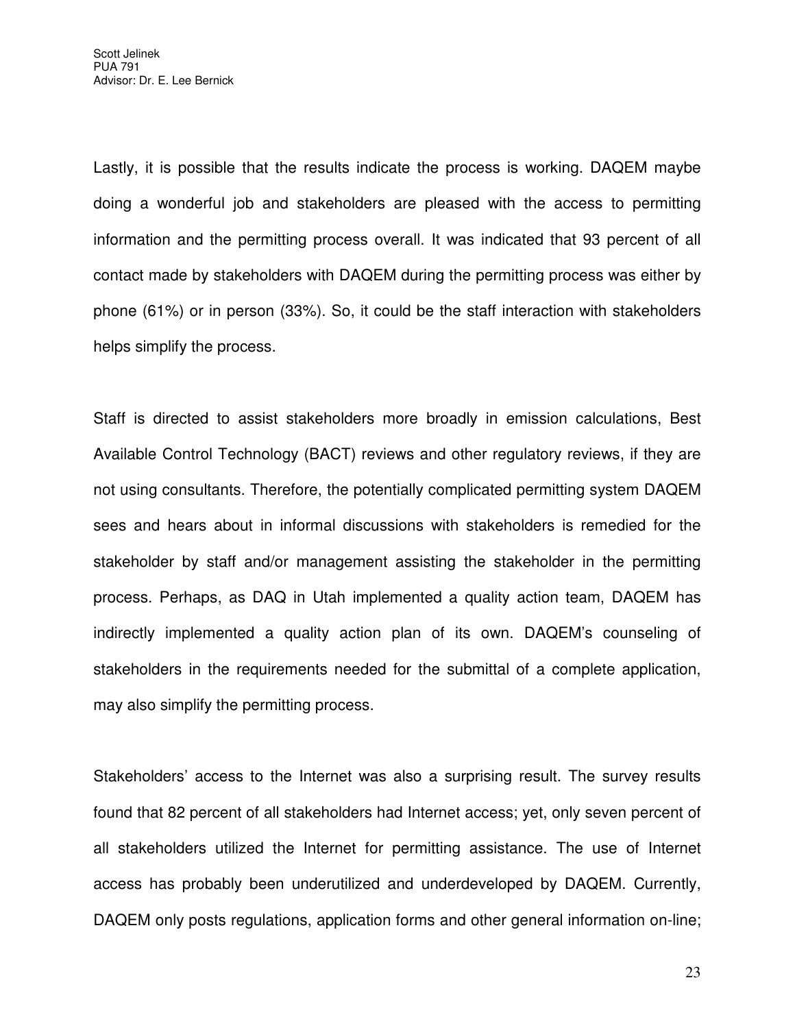Lastly, it is possible that the results indicate the process is working. DAQEM maybe doing a wonderful job and stakeholders are pleased with the access to permitting information and the permitting process overall. It was indicated that 93 percent of all contact made by stakeholders with DAQEM during the permitting process was either by phone (61%) or in person (33%). So, it could be the staff interaction with stakeholders helps simplify the process.

Staff is directed to assist stakeholders more broadly in emission calculations, Best Available Control Technology (BACT) reviews and other regulatory reviews, if they are not using consultants. Therefore, the potentially complicated permitting system DAQEM sees and hears about in informal discussions with stakeholders is remedied for the stakeholder by staff and/or management assisting the stakeholder in the permitting process. Perhaps, as DAQ in Utah implemented a quality action team, DAQEM has indirectly implemented a quality action plan of its own. DAQEM's counseling of stakeholders in the requirements needed for the submittal of a complete application, may also simplify the permitting process.

Stakeholders' access to the Internet was also a surprising result. The survey results found that 82 percent of all stakeholders had Internet access; yet, only seven percent of all stakeholders utilized the Internet for permitting assistance. The use of Internet access has probably been underutilized and underdeveloped by DAQEM. Currently, DAQEM only posts regulations, application forms and other general information on-line;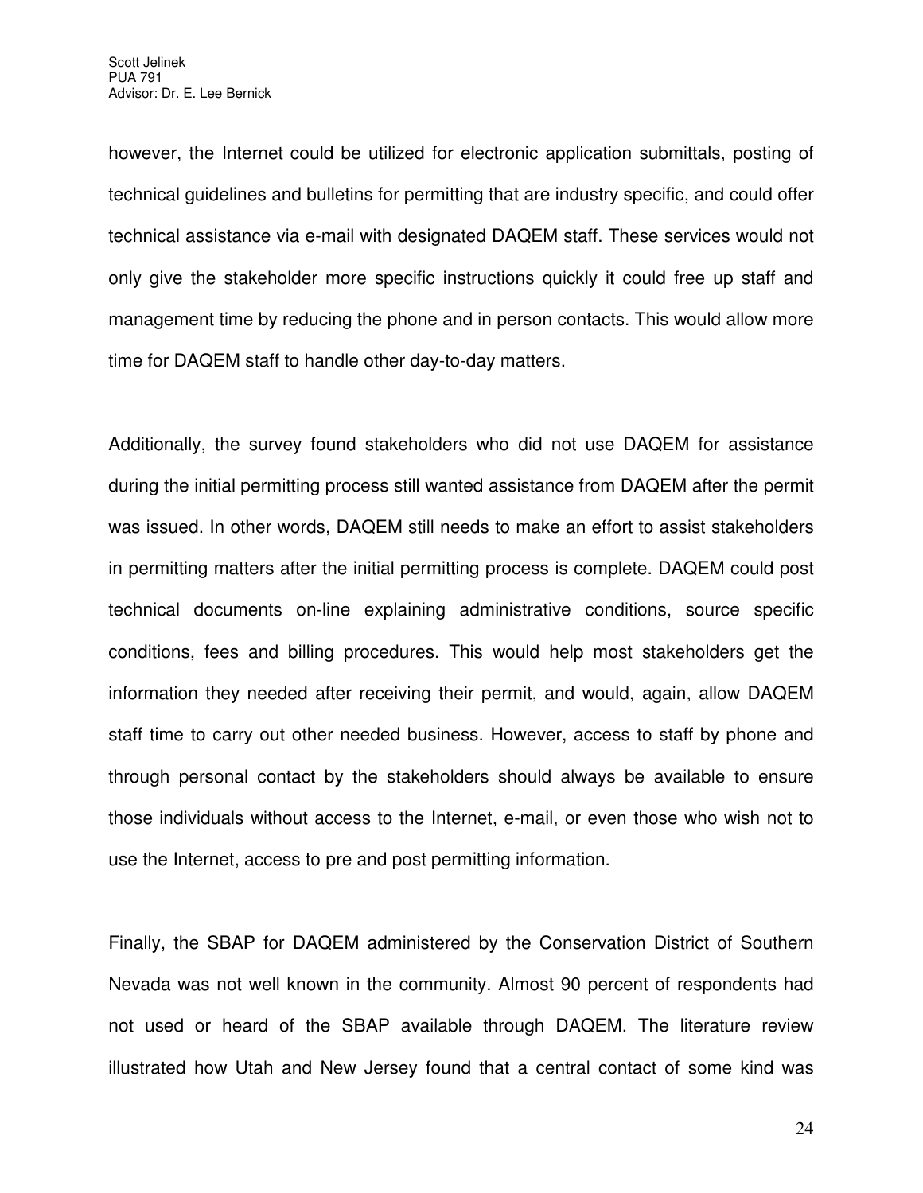however, the Internet could be utilized for electronic application submittals, posting of technical guidelines and bulletins for permitting that are industry specific, and could offer technical assistance via e-mail with designated DAQEM staff. These services would not only give the stakeholder more specific instructions quickly it could free up staff and management time by reducing the phone and in person contacts. This would allow more time for DAQEM staff to handle other day-to-day matters.

Additionally, the survey found stakeholders who did not use DAQEM for assistance during the initial permitting process still wanted assistance from DAQEM after the permit was issued. In other words, DAQEM still needs to make an effort to assist stakeholders in permitting matters after the initial permitting process is complete. DAQEM could post technical documents on-line explaining administrative conditions, source specific conditions, fees and billing procedures. This would help most stakeholders get the information they needed after receiving their permit, and would, again, allow DAQEM staff time to carry out other needed business. However, access to staff by phone and through personal contact by the stakeholders should always be available to ensure those individuals without access to the Internet, e-mail, or even those who wish not to use the Internet, access to pre and post permitting information.

Finally, the SBAP for DAQEM administered by the Conservation District of Southern Nevada was not well known in the community. Almost 90 percent of respondents had not used or heard of the SBAP available through DAQEM. The literature review illustrated how Utah and New Jersey found that a central contact of some kind was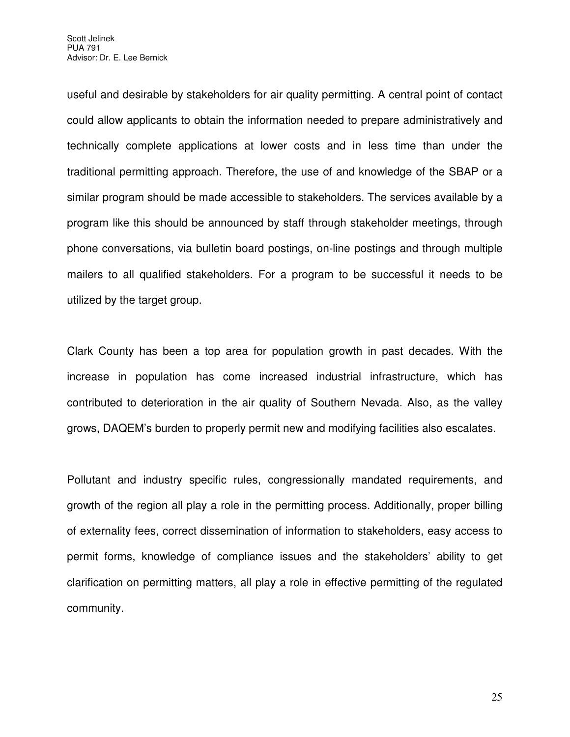useful and desirable by stakeholders for air quality permitting. A central point of contact could allow applicants to obtain the information needed to prepare administratively and technically complete applications at lower costs and in less time than under the traditional permitting approach. Therefore, the use of and knowledge of the SBAP or a similar program should be made accessible to stakeholders. The services available by a program like this should be announced by staff through stakeholder meetings, through phone conversations, via bulletin board postings, on-line postings and through multiple mailers to all qualified stakeholders. For a program to be successful it needs to be utilized by the target group.

Clark County has been a top area for population growth in past decades. With the increase in population has come increased industrial infrastructure, which has contributed to deterioration in the air quality of Southern Nevada. Also, as the valley grows, DAQEM's burden to properly permit new and modifying facilities also escalates.

Pollutant and industry specific rules, congressionally mandated requirements, and growth of the region all play a role in the permitting process. Additionally, proper billing of externality fees, correct dissemination of information to stakeholders, easy access to permit forms, knowledge of compliance issues and the stakeholders' ability to get clarification on permitting matters, all play a role in effective permitting of the regulated community.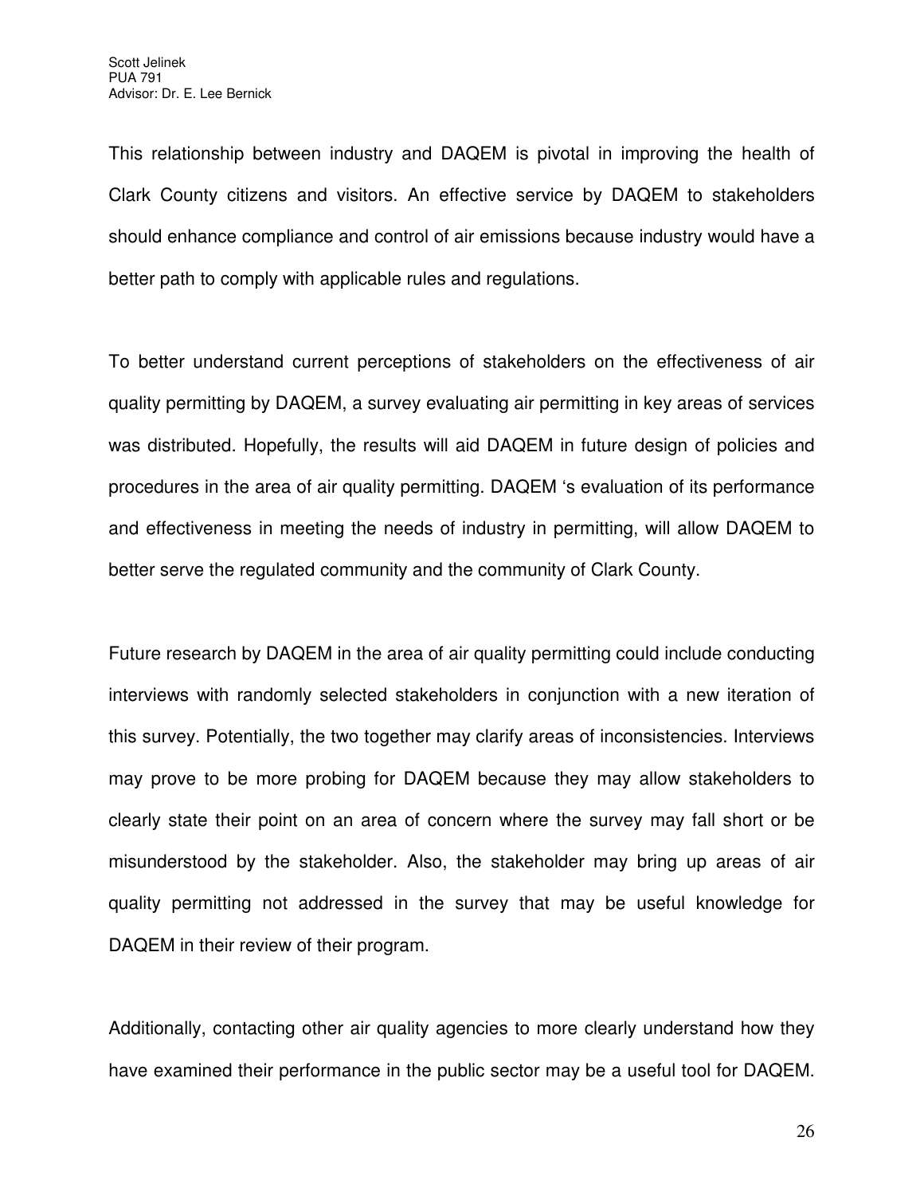This relationship between industry and DAQEM is pivotal in improving the health of Clark County citizens and visitors. An effective service by DAQEM to stakeholders should enhance compliance and control of air emissions because industry would have a better path to comply with applicable rules and regulations.

To better understand current perceptions of stakeholders on the effectiveness of air quality permitting by DAQEM, a survey evaluating air permitting in key areas of services was distributed. Hopefully, the results will aid DAQEM in future design of policies and procedures in the area of air quality permitting. DAQEM 's evaluation of its performance and effectiveness in meeting the needs of industry in permitting, will allow DAQEM to better serve the regulated community and the community of Clark County.

Future research by DAQEM in the area of air quality permitting could include conducting interviews with randomly selected stakeholders in conjunction with a new iteration of this survey. Potentially, the two together may clarify areas of inconsistencies. Interviews may prove to be more probing for DAQEM because they may allow stakeholders to clearly state their point on an area of concern where the survey may fall short or be misunderstood by the stakeholder. Also, the stakeholder may bring up areas of air quality permitting not addressed in the survey that may be useful knowledge for DAQEM in their review of their program.

Additionally, contacting other air quality agencies to more clearly understand how they have examined their performance in the public sector may be a useful tool for DAQEM.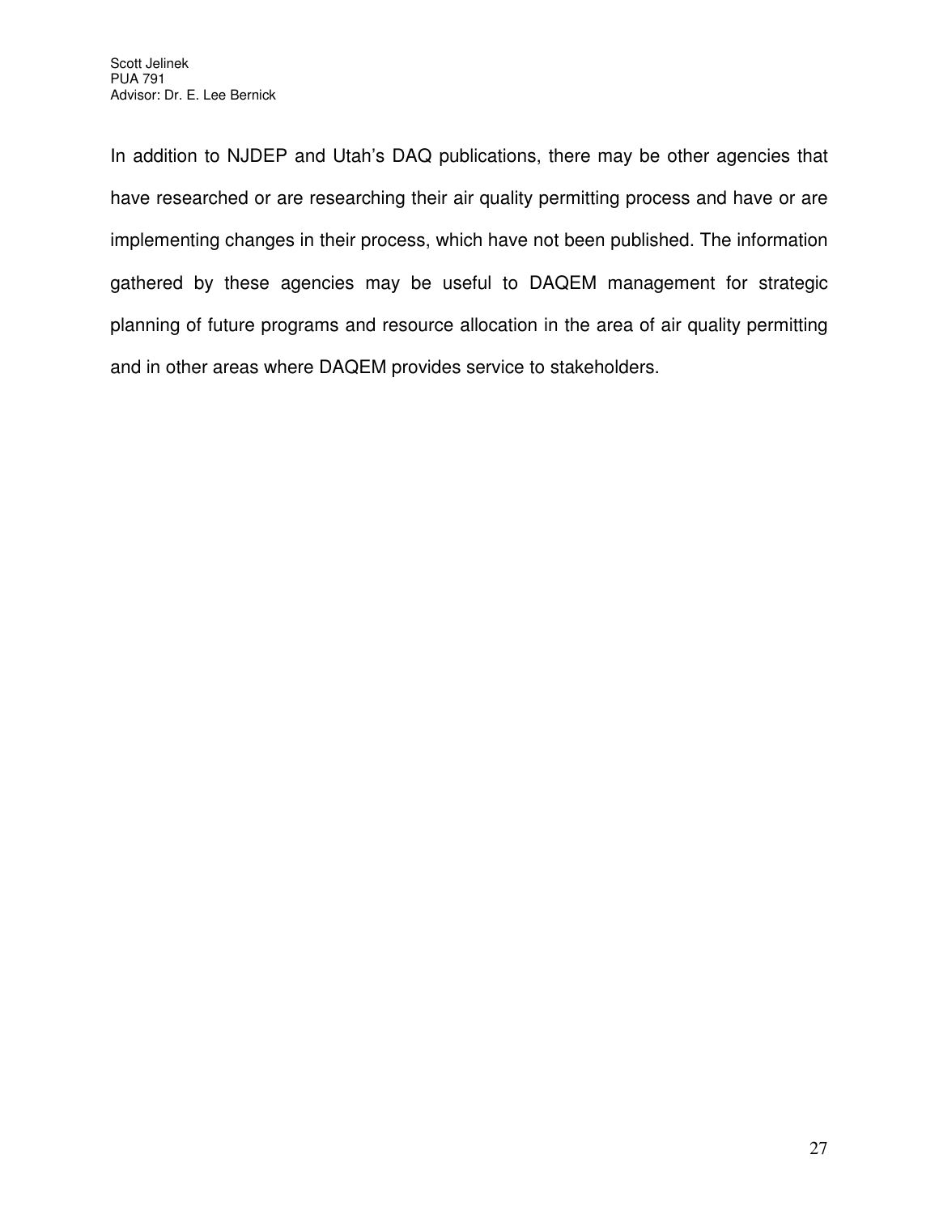In addition to NJDEP and Utah's DAQ publications, there may be other agencies that have researched or are researching their air quality permitting process and have or are implementing changes in their process, which have not been published. The information gathered by these agencies may be useful to DAQEM management for strategic planning of future programs and resource allocation in the area of air quality permitting and in other areas where DAQEM provides service to stakeholders.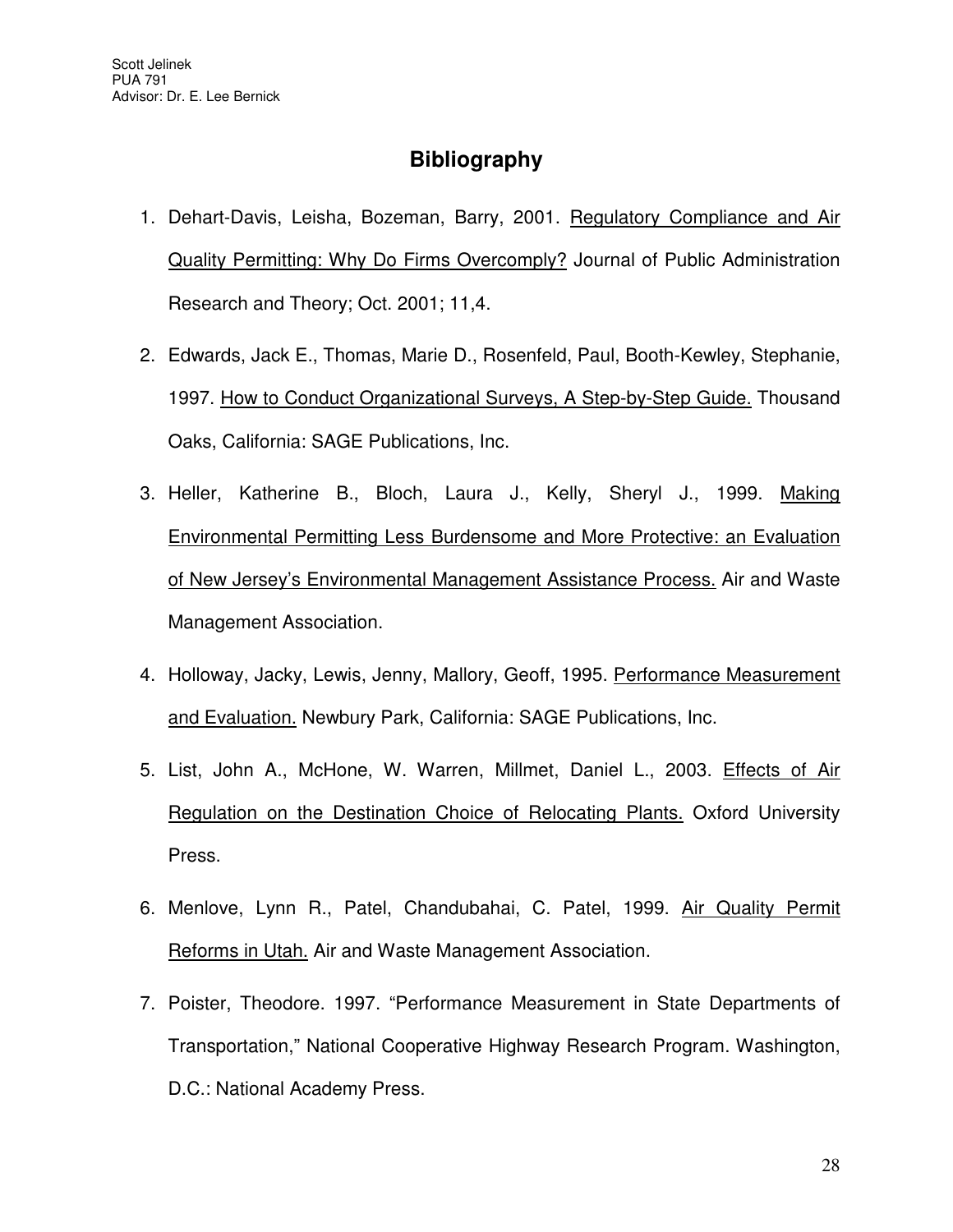Scott Jelinek
PUA 791
Advisor: Dr. E. Lee Bernick

## Bibliography

1. Dehart-Davis, Leisha, Bozeman, Barry, 2001. Regulatory Compliance and Air Quality Permitting: Why Do Firms Overcomply? Journal of Public Administration Research and Theory; Oct. 2001; 11,4.

2. Edwards, Jack E., Thomas, Marie D., Rosenfeld, Paul, Booth-Kewley, Stephanie, 1997. How to Conduct Organizational Surveys, A Step-by-Step Guide. Thousand Oaks, California: SAGE Publications, Inc.

3. Heller, Katherine B., Bloch, Laura J., Kelly, Sheryl J., 1999. Making Environmental Permitting Less Burdensome and More Protective: an Evaluation of New Jersey's Environmental Management Assistance Process. Air and Waste Management Association.

4. Holloway, Jacky, Lewis, Jenny, Mallory, Geoff, 1995. Performance Measurement and Evaluation. Newbury Park, California: SAGE Publications, Inc.

5. List, John A., McHone, W. Warren, Millmet, Daniel L., 2003. Effects of Air Regulation on the Destination Choice of Relocating Plants. Oxford University Press.

6. Menlove, Lynn R., Patel, Chandubahai, C. Patel, 1999. Air Quality Permit Reforms in Utah. Air and Waste Management Association.

7. Poister, Theodore. 1997. "Performance Measurement in State Departments of Transportation," National Cooperative Highway Research Program. Washington, D.C.: National Academy Press.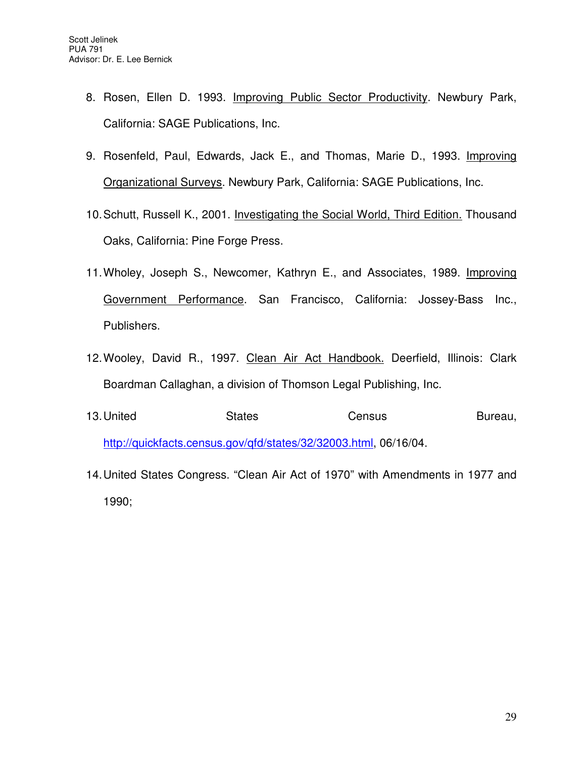8. Rosen, Ellen D. 1993. Improving Public Sector Productivity. Newbury Park, California: SAGE Publications, Inc.

9. Rosenfeld, Paul, Edwards, Jack E., and Thomas, Marie D., 1993. Improving Organizational Surveys. Newbury Park, California: SAGE Publications, Inc.

10. Schutt, Russell K., 2001. Investigating the Social World, Third Edition. Thousand Oaks, California: Pine Forge Press.

11. Wholey, Joseph S., Newcomer, Kathryn E., and Associates, 1989. Improving Government Performance. San Francisco, California: Jossey-Bass Inc., Publishers.

12. Wooley, David R., 1997. Clean Air Act Handbook. Deerfield, Illinois: Clark Boardman Callaghan, a division of Thomson Legal Publishing, Inc.

13. United States Census Bureau, http://quickfacts.census.gov/qfd/states/32/32003.html, 06/16/04.

14. United States Congress. "Clean Air Act of 1970" with Amendments in 1977 and 1990;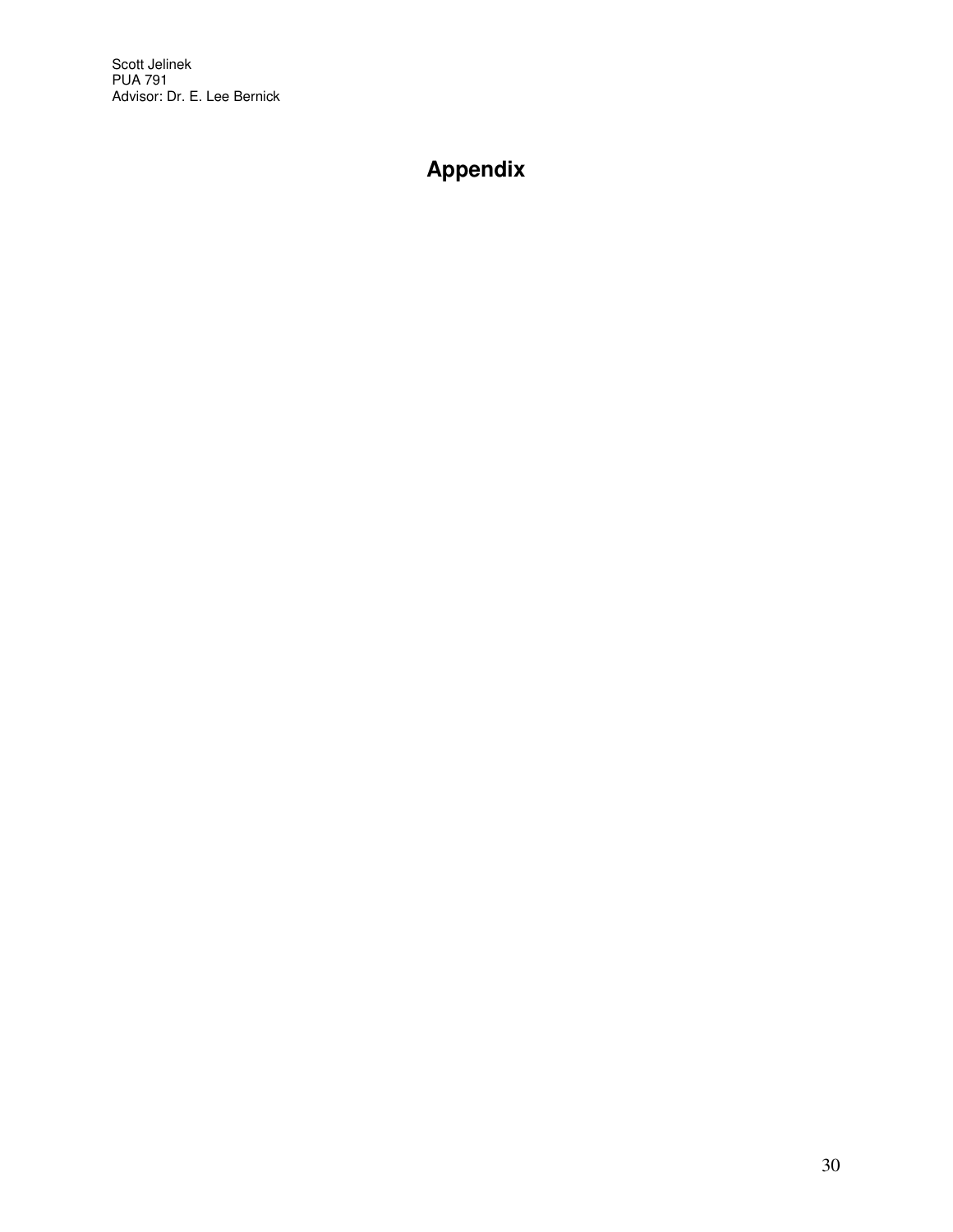Scott Jelinek
PUA 791
Advisor: Dr. E. Lee Bernick

# Appendix